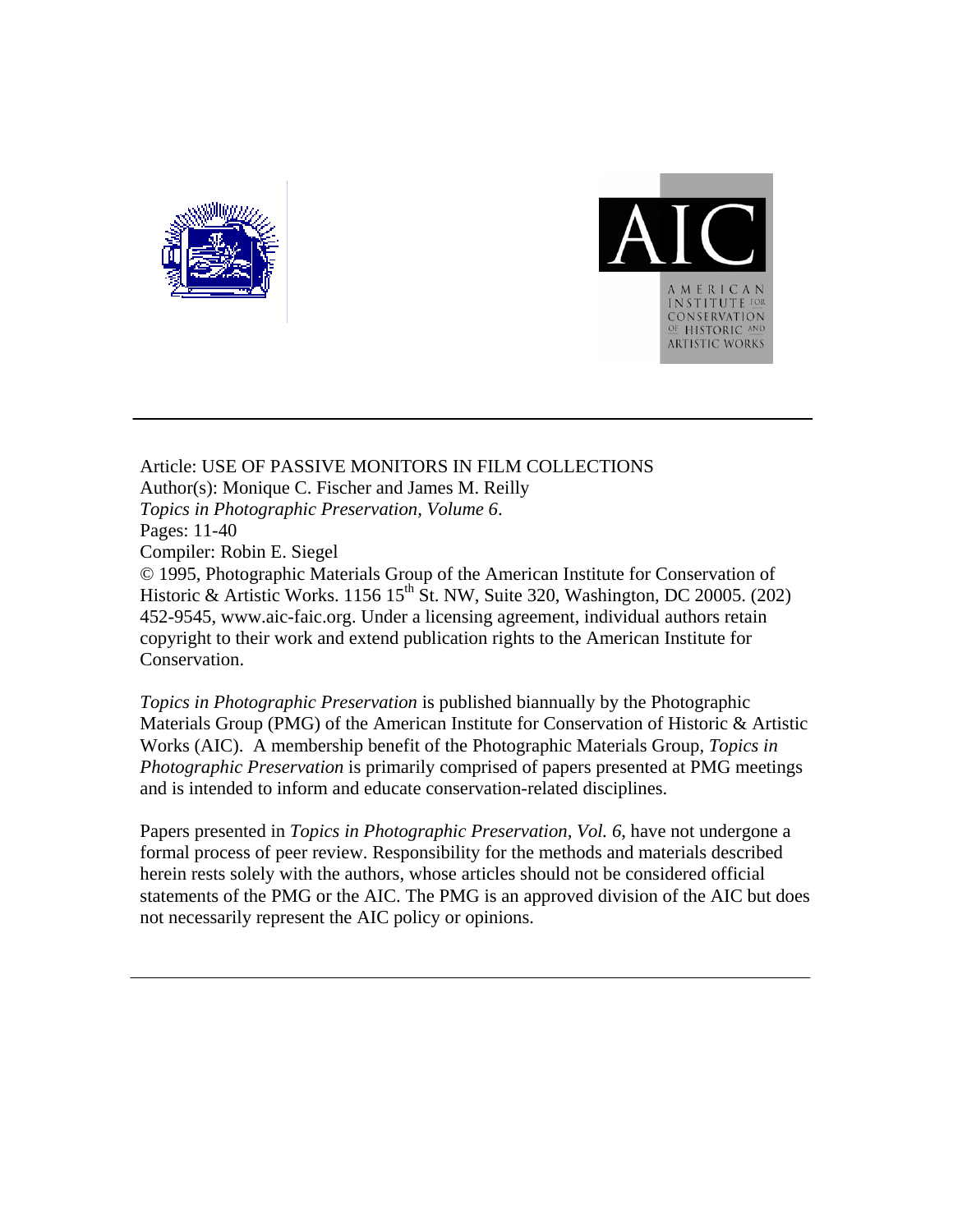AMERICAN INSTITUTE FOR CONSERVATION OF HISTORIC AND ARTISTIC WORKS

Article: USE OF PASSIVE MONITORS IN FILM COLLECTIONS
Author(s): Monique C. Fischer and James M. Reilly
*Topics in Photographic Preservation, Volume 6*.
Pages: 11-40
Compiler: Robin E. Siegel
© 1995, Photographic Materials Group of the American Institute for Conservation of Historic & Artistic Works. 1156 15th St. NW, Suite 320, Washington, DC 20005. (202) 452-9545, www.aic-faic.org. Under a licensing agreement, individual authors retain copyright to their work and extend publication rights to the American Institute for Conservation.

*Topics in Photographic Preservation* is published biannually by the Photographic Materials Group (PMG) of the American Institute for Conservation of Historic & Artistic Works (AIC). A membership benefit of the Photographic Materials Group, *Topics in Photographic Preservation* is primarily comprised of papers presented at PMG meetings and is intended to inform and educate conservation-related disciplines.

Papers presented in *Topics in Photographic Preservation, Vol. 6*, have not undergone a formal process of peer review. Responsibility for the methods and materials described herein rests solely with the authors, whose articles should not be considered official statements of the PMG or the AIC. The PMG is an approved division of the AIC but does not necessarily represent the AIC policy or opinions.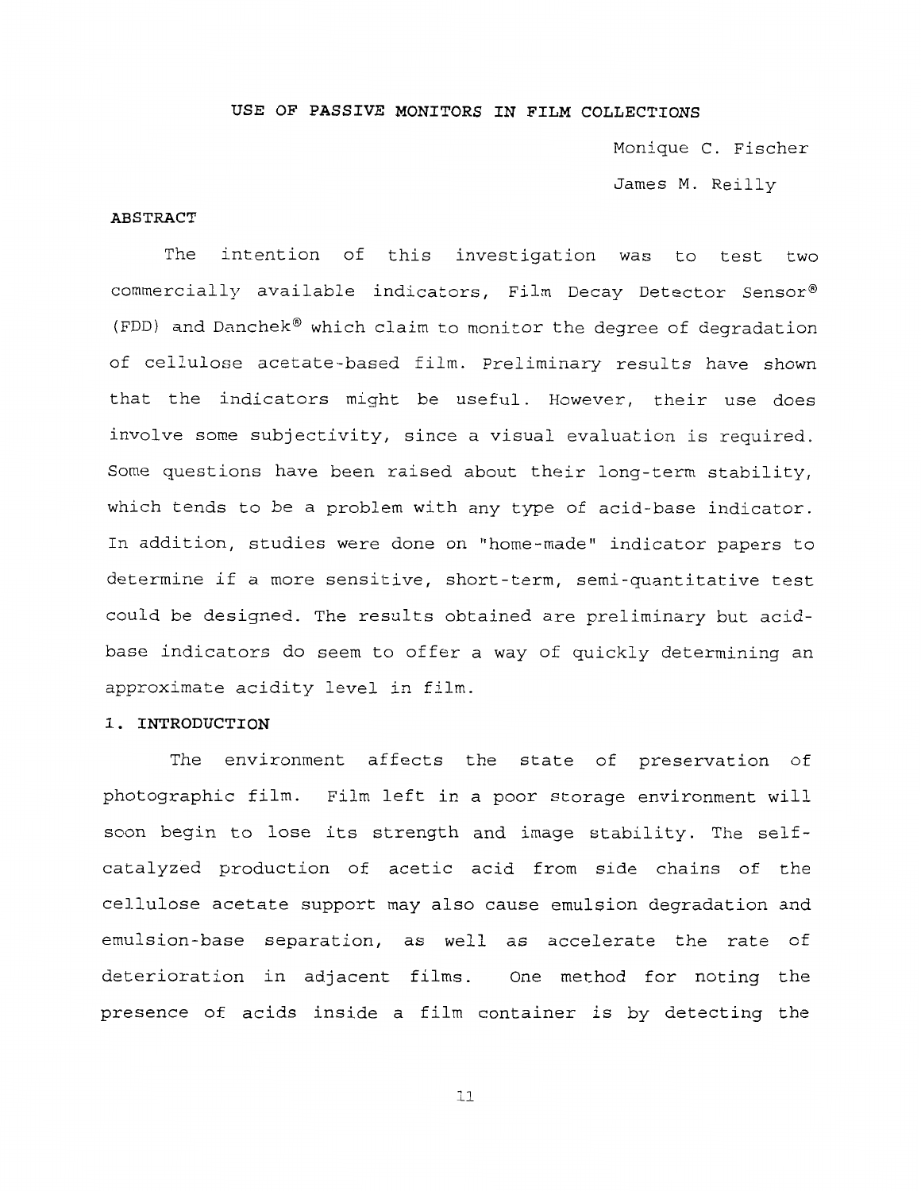# USE OF PASSIVE MONITORS IN FILM COLLECTIONS

Monique C. Fischer

James M. Reilly

## ABSTRACT

The intention of this investigation was to test two commercially available indicators, Film Decay Detector Sensor® (FDD) and Danchek® which claim to monitor the degree of degradation of cellulose acetate-based film. Preliminary results have shown that the indicators might be useful. However, their use does involve some subjectivity, since a visual evaluation is required. Some questions have been raised about their long-term stability, which tends to be a problem with any type of acid-base indicator. In addition, studies were done on "home-made" indicator papers to determine if a more sensitive, short-term, semi-quantitative test could be designed. The results obtained are preliminary but acid-base indicators do seem to offer a way of quickly determining an approximate acidity level in film.

## 1. INTRODUCTION

The environment affects the state of preservation of photographic film. Film left in a poor storage environment will soon begin to lose its strength and image stability. The self-catalyzed production of acetic acid from side chains of the cellulose acetate support may also cause emulsion degradation and emulsion-base separation, as well as accelerate the rate of deterioration in adjacent films. One method for noting the presence of acids inside a film container is by detecting the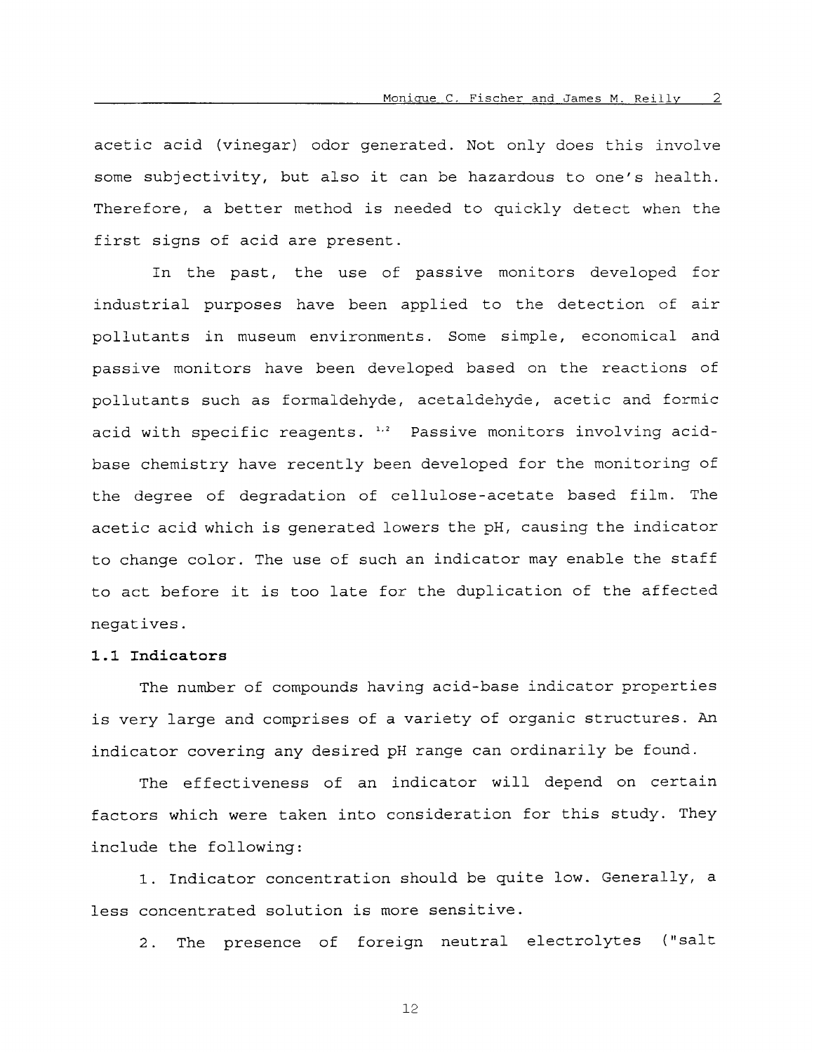acetic acid (vinegar) odor generated. Not only does this involve some subjectivity, but also it can be hazardous to one's health. Therefore, a better method is needed to quickly detect when the first signs of acid are present.

In the past, the use of passive monitors developed for industrial purposes have been applied to the detection of air pollutants in museum environments. Some simple, economical and passive monitors have been developed based on the reactions of pollutants such as formaldehyde, acetaldehyde, acetic and formic acid with specific reagents. [1,2] Passive monitors involving acid-base chemistry have recently been developed for the monitoring of the degree of degradation of cellulose-acetate based film. The acetic acid which is generated lowers the pH, causing the indicator to change color. The use of such an indicator may enable the staff to act before it is too late for the duplication of the affected negatives.

### 1.1 Indicators

The number of compounds having acid-base indicator properties is very large and comprises of a variety of organic structures. An indicator covering any desired pH range can ordinarily be found.

The effectiveness of an indicator will depend on certain factors which were taken into consideration for this study. They include the following:

1. Indicator concentration should be quite low. Generally, a less concentrated solution is more sensitive.

2. The presence of foreign neutral electrolytes ("salt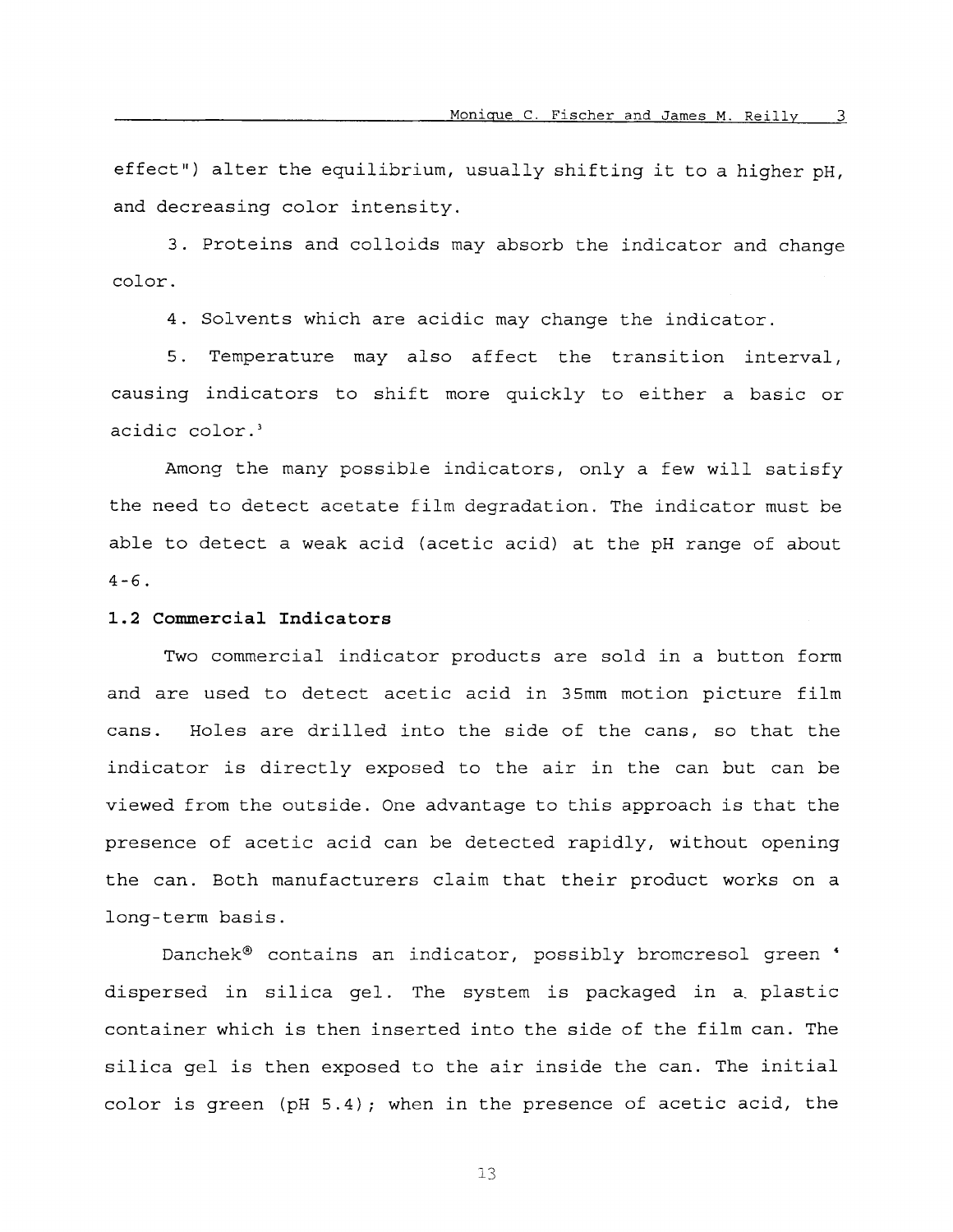effect") alter the equilibrium, usually shifting it to a higher pH, and decreasing color intensity.

3. Proteins and colloids may absorb the indicator and change color.

4. Solvents which are acidic may change the indicator.

5. Temperature may also affect the transition interval, causing indicators to shift more quickly to either a basic or acidic color.[3]

Among the many possible indicators, only a few will satisfy the need to detect acetate film degradation. The indicator must be able to detect a weak acid (acetic acid) at the pH range of about 4-6.

### 1.2 Commercial Indicators

Two commercial indicator products are sold in a button form and are used to detect acetic acid in 35mm motion picture film cans. Holes are drilled into the side of the cans, so that the indicator is directly exposed to the air in the can but can be viewed from the outside. One advantage to this approach is that the presence of acetic acid can be detected rapidly, without opening the can. Both manufacturers claim that their product works on a long-term basis.

Danchek® contains an indicator, possibly bromcresol green [4] dispersed in silica gel. The system is packaged in a plastic container which is then inserted into the side of the film can. The silica gel is then exposed to the air inside the can. The initial color is green (pH 5.4); when in the presence of acetic acid, the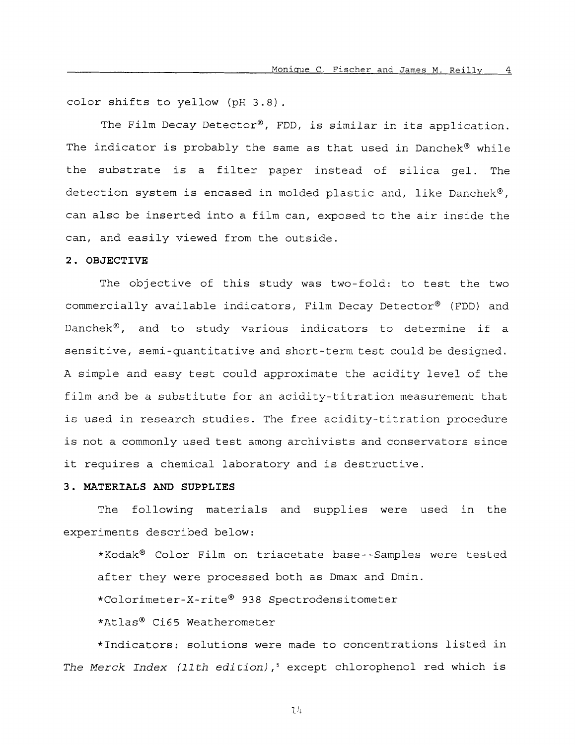color shifts to yellow (pH 3.8).

The Film Decay Detector®, FDD, is similar in its application. The indicator is probably the same as that used in Danchek® while the substrate is a filter paper instead of silica gel. The detection system is encased in molded plastic and, like Danchek®, can also be inserted into a film can, exposed to the air inside the can, and easily viewed from the outside.

## 2. OBJECTIVE

The objective of this study was two-fold: to test the two commercially available indicators, Film Decay Detector® (FDD) and Danchek®, and to study various indicators to determine if a sensitive, semi-quantitative and short-term test could be designed. A simple and easy test could approximate the acidity level of the film and be a substitute for an acidity-titration measurement that is used in research studies. The free acidity-titration procedure is not a commonly used test among archivists and conservators since it requires a chemical laboratory and is destructive.

## 3. MATERIALS AND SUPPLIES

The following materials and supplies were used in the experiments described below:

*Kodak® Color Film on triacetate base--Samples were tested after they were processed both as Dmax and Dmin.

*Colorimeter-X-rite® 938 Spectrodensitometer

*Atlas® Ci65 Weatherometer

*Indicators: solutions were made to concentrations listed in *The Merck Index (11th edition)*,[5] except chlorophenol red which is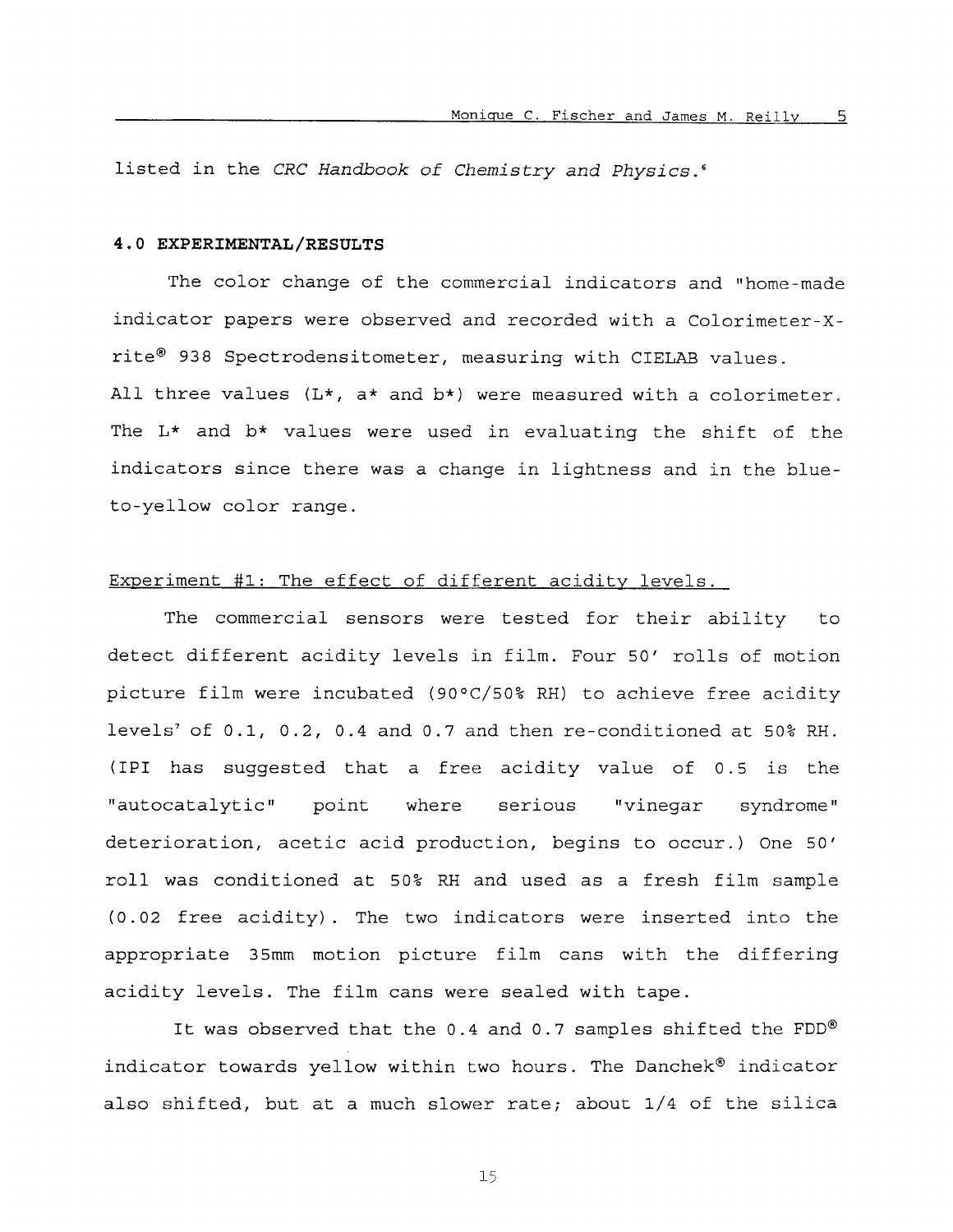listed in the *CRC Handbook of Chemistry and Physics*.[6]

**4.0 EXPERIMENTAL/RESULTS**

The color change of the commercial indicators and "home-made indicator papers were observed and recorded with a Colorimeter-X-rite® 938 Spectrodensitometer, measuring with CIELAB values. All three values (L*, a* and b*) were measured with a colorimeter. The L* and b* values were used in evaluating the shift of the indicators since there was a change in lightness and in the blue-to-yellow color range.

Experiment #1: The effect of different acidity levels.

The commercial sensors were tested for their ability to detect different acidity levels in film. Four 50' rolls of motion picture film were incubated (90°C/50% RH) to achieve free acidity levels[7] of 0.1, 0.2, 0.4 and 0.7 and then re-conditioned at 50% RH. (IPI has suggested that a free acidity value of 0.5 is the "autocatalytic" point where serious "vinegar syndrome" deterioration, acetic acid production, begins to occur.) One 50' roll was conditioned at 50% RH and used as a fresh film sample (0.02 free acidity). The two indicators were inserted into the appropriate 35mm motion picture film cans with the differing acidity levels. The film cans were sealed with tape.

It was observed that the 0.4 and 0.7 samples shifted the FDD® indicator towards yellow within two hours. The Danchek® indicator also shifted, but at a much slower rate; about 1/4 of the silica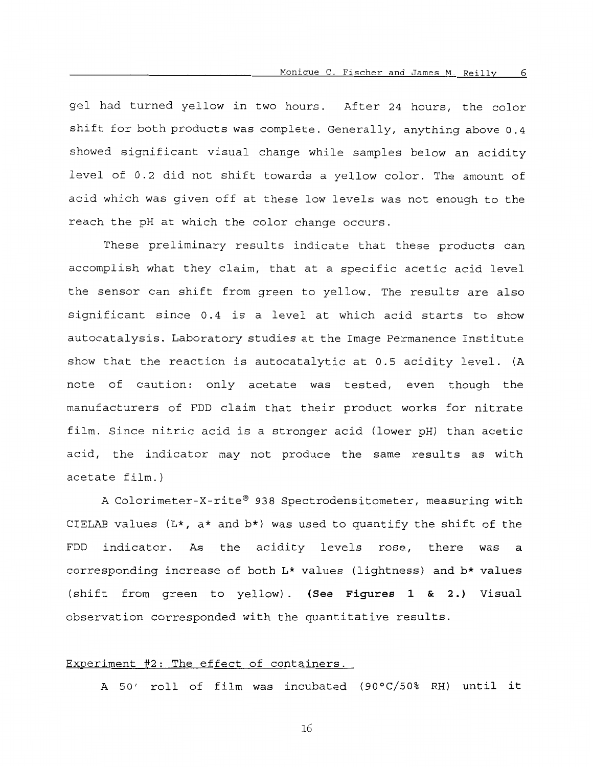gel had turned yellow in two hours. After 24 hours, the color shift for both products was complete. Generally, anything above 0.4 showed significant visual change while samples below an acidity level of 0.2 did not shift towards a yellow color. The amount of acid which was given off at these low levels was not enough to the reach the pH at which the color change occurs.

These preliminary results indicate that these products can accomplish what they claim, that at a specific acetic acid level the sensor can shift from green to yellow. The results are also significant since 0.4 is a level at which acid starts to show autocatalysis. Laboratory studies at the Image Permanence Institute show that the reaction is autocatalytic at 0.5 acidity level. (A note of caution: only acetate was tested, even though the manufacturers of FDD claim that their product works for nitrate film. Since nitric acid is a stronger acid (lower pH) than acetic acid, the indicator may not produce the same results as with acetate film.)

A Colorimeter-X-rite® 938 Spectrodensitometer, measuring with CIELAB values ($L^*$, $a^*$ and $b^*$) was used to quantify the shift of the FDD indicator. As the acidity levels rose, there was a corresponding increase of both $L^*$ values (lightness) and $b^*$ values (shift from green to yellow). **(See Figures 1 & 2.)** Visual observation corresponded with the quantitative results.

Experiment #2: The effect of containers.

A 50′ roll of film was incubated (90°C/50% RH) until it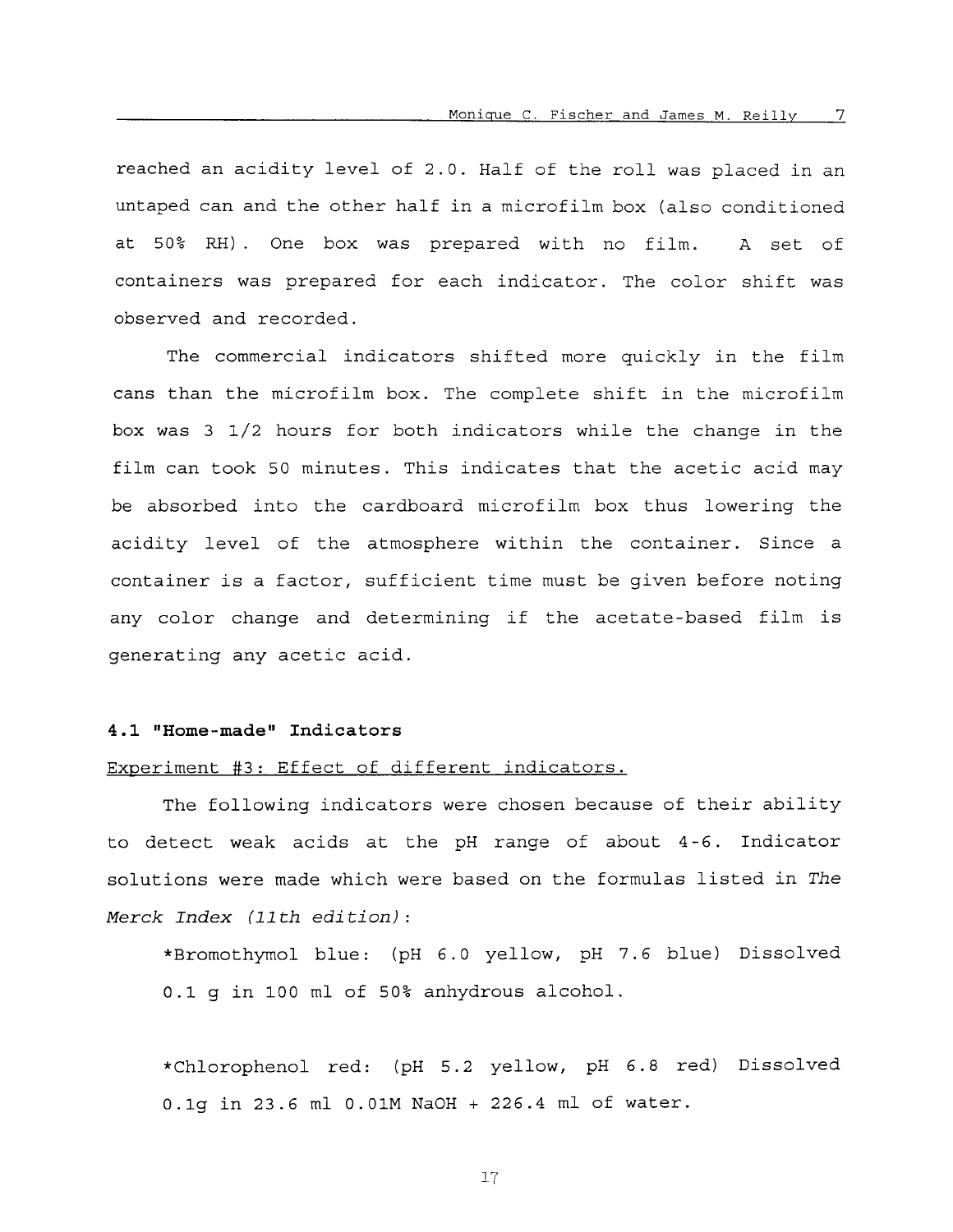reached an acidity level of 2.0. Half of the roll was placed in an untaped can and the other half in a microfilm box (also conditioned at 50% RH). One box was prepared with no film. A set of containers was prepared for each indicator. The color shift was observed and recorded.

The commercial indicators shifted more quickly in the film cans than the microfilm box. The complete shift in the microfilm box was 3 1/2 hours for both indicators while the change in the film can took 50 minutes. This indicates that the acetic acid may be absorbed into the cardboard microfilm box thus lowering the acidity level of the atmosphere within the container. Since a container is a factor, sufficient time must be given before noting any color change and determining if the acetate-based film is generating any acetic acid.

### 4.1 "Home-made" Indicators

<u>Experiment #3: Effect of different indicators.</u>

The following indicators were chosen because of their ability to detect weak acids at the pH range of about 4-6. Indicator solutions were made which were based on the formulas listed in *The Merck Index (11th edition)*:

*Bromothymol blue: (pH 6.0 yellow, pH 7.6 blue) Dissolved 0.1 g in 100 ml of 50% anhydrous alcohol.

*Chlorophenol red: (pH 5.2 yellow, pH 6.8 red) Dissolved 0.1g in 23.6 ml 0.01M NaOH + 226.4 ml of water.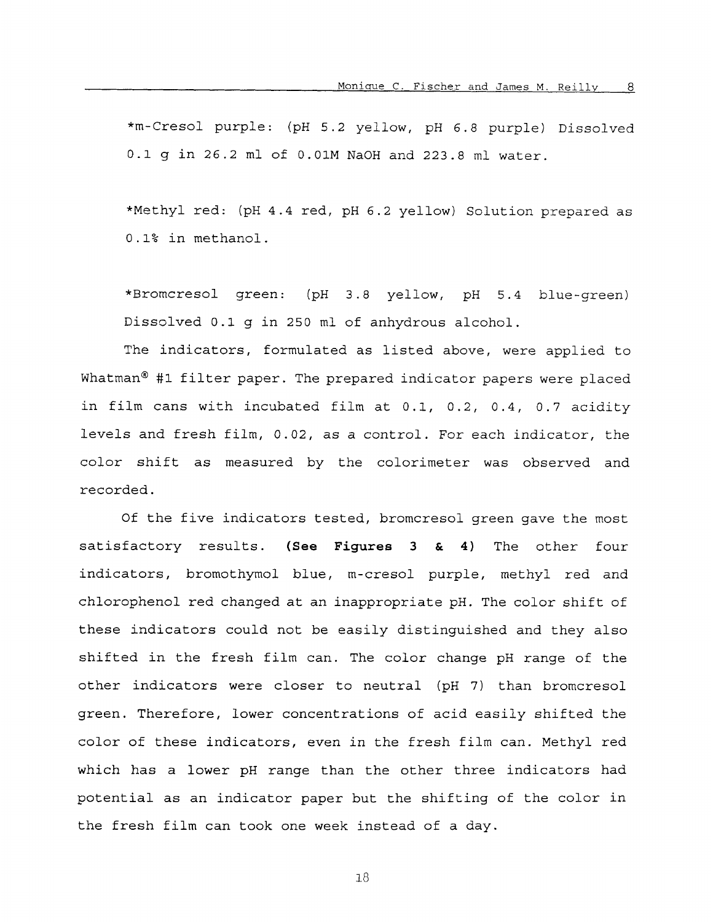*m-Cresol purple: (pH 5.2 yellow, pH 6.8 purple) Dissolved 0.1 g in 26.2 ml of 0.01M NaOH and 223.8 ml water.

*Methyl red: (pH 4.4 red, pH 6.2 yellow) Solution prepared as 0.1% in methanol.

*Bromcresol green: (pH 3.8 yellow, pH 5.4 blue-green) Dissolved 0.1 g in 250 ml of anhydrous alcohol.

The indicators, formulated as listed above, were applied to Whatman® #1 filter paper. The prepared indicator papers were placed in film cans with incubated film at 0.1, 0.2, 0.4, 0.7 acidity levels and fresh film, 0.02, as a control. For each indicator, the color shift as measured by the colorimeter was observed and recorded.

Of the five indicators tested, bromcresol green gave the most satisfactory results. **(See Figures 3 & 4)** The other four indicators, bromothymol blue, m-cresol purple, methyl red and chlorophenol red changed at an inappropriate pH. The color shift of these indicators could not be easily distinguished and they also shifted in the fresh film can. The color change pH range of the other indicators were closer to neutral (pH 7) than bromcresol green. Therefore, lower concentrations of acid easily shifted the color of these indicators, even in the fresh film can. Methyl red which has a lower pH range than the other three indicators had potential as an indicator paper but the shifting of the color in the fresh film can took one week instead of a day.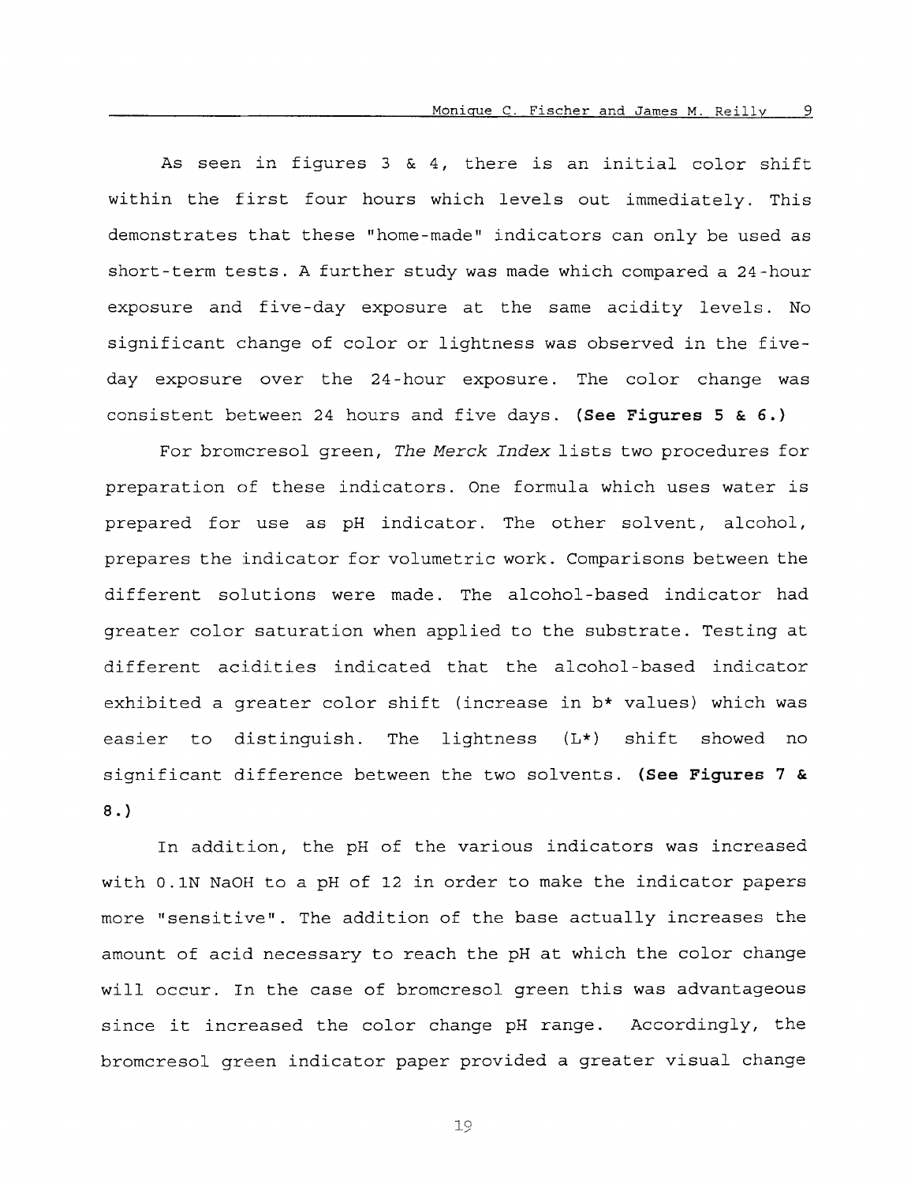As seen in figures 3 & 4, there is an initial color shift within the first four hours which levels out immediately. This demonstrates that these "home-made" indicators can only be used as short-term tests. A further study was made which compared a 24-hour exposure and five-day exposure at the same acidity levels. No significant change of color or lightness was observed in the five-day exposure over the 24-hour exposure. The color change was consistent between 24 hours and five days. **(See Figures 5 & 6.)**

For bromcresol green, *The Merck Index* lists two procedures for preparation of these indicators. One formula which uses water is prepared for use as pH indicator. The other solvent, alcohol, prepares the indicator for volumetric work. Comparisons between the different solutions were made. The alcohol-based indicator had greater color saturation when applied to the substrate. Testing at different acidities indicated that the alcohol-based indicator exhibited a greater color shift (increase in b* values) which was easier to distinguish. The lightness (L*) shift showed no significant difference between the two solvents. **(See Figures 7 & 8.)**

In addition, the pH of the various indicators was increased with 0.1N NaOH to a pH of 12 in order to make the indicator papers more "sensitive". The addition of the base actually increases the amount of acid necessary to reach the pH at which the color change will occur. In the case of bromcresol green this was advantageous since it increased the color change pH range. Accordingly, the bromcresol green indicator paper provided a greater visual change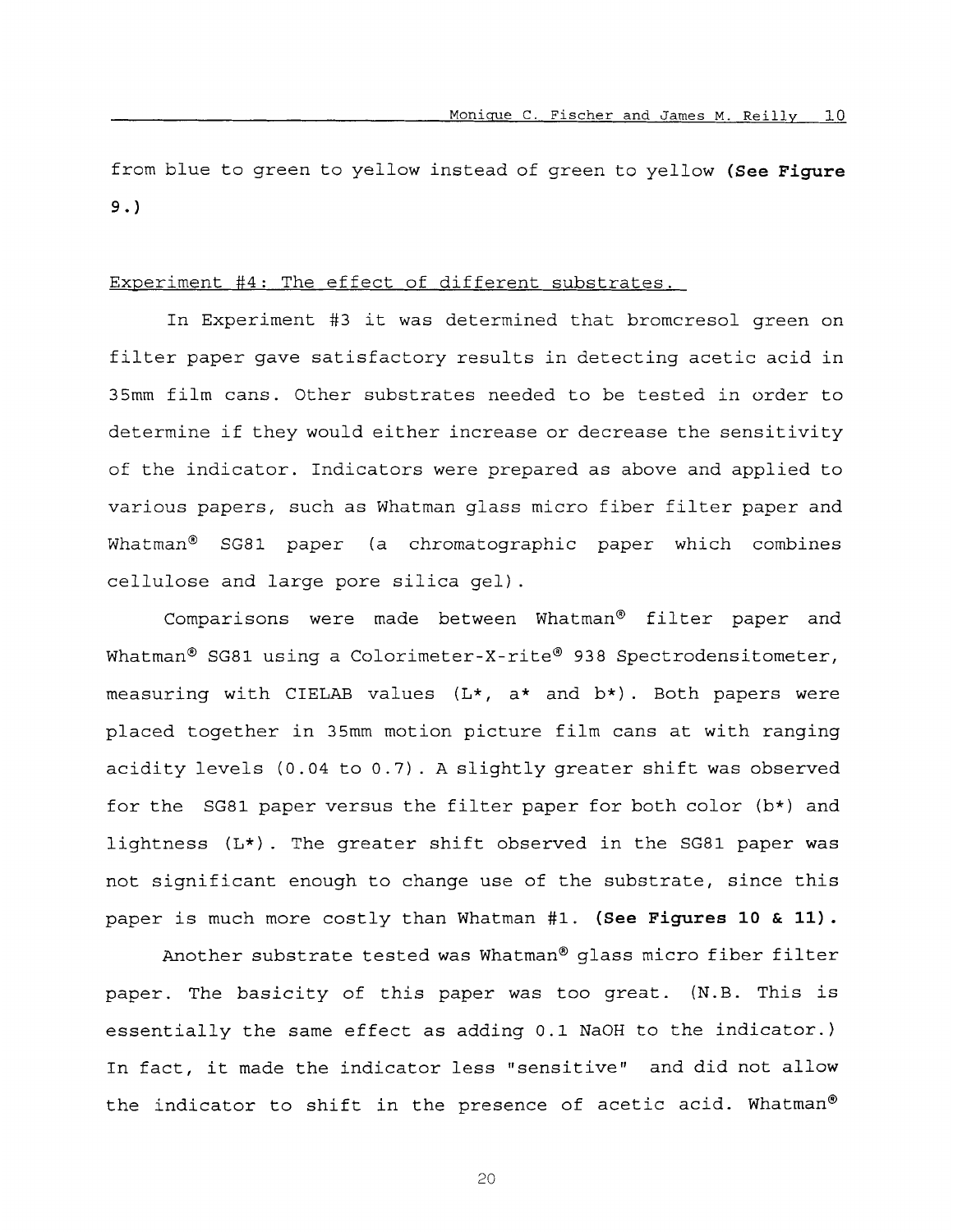from blue to green to yellow instead of green to yellow **(See Figure 9.)**

Experiment #4: The effect of different substrates.

In Experiment #3 it was determined that bromcresol green on filter paper gave satisfactory results in detecting acetic acid in 35mm film cans. Other substrates needed to be tested in order to determine if they would either increase or decrease the sensitivity of the indicator. Indicators were prepared as above and applied to various papers, such as Whatman glass micro fiber filter paper and Whatman® SG81 paper (a chromatographic paper which combines cellulose and large pore silica gel).

Comparisons were made between Whatman® filter paper and Whatman® SG81 using a Colorimeter-X-rite® 938 Spectrodensitometer, measuring with CIELAB values (L*, a* and b*). Both papers were placed together in 35mm motion picture film cans at with ranging acidity levels (0.04 to 0.7). A slightly greater shift was observed for the SG81 paper versus the filter paper for both color (b*) and lightness (L*). The greater shift observed in the SG81 paper was not significant enough to change use of the substrate, since this paper is much more costly than Whatman #1. **(See Figures 10 & 11).**

Another substrate tested was Whatman® glass micro fiber filter paper. The basicity of this paper was too great. (N.B. This is essentially the same effect as adding 0.1 NaOH to the indicator.) In fact, it made the indicator less "sensitive" and did not allow the indicator to shift in the presence of acetic acid. Whatman®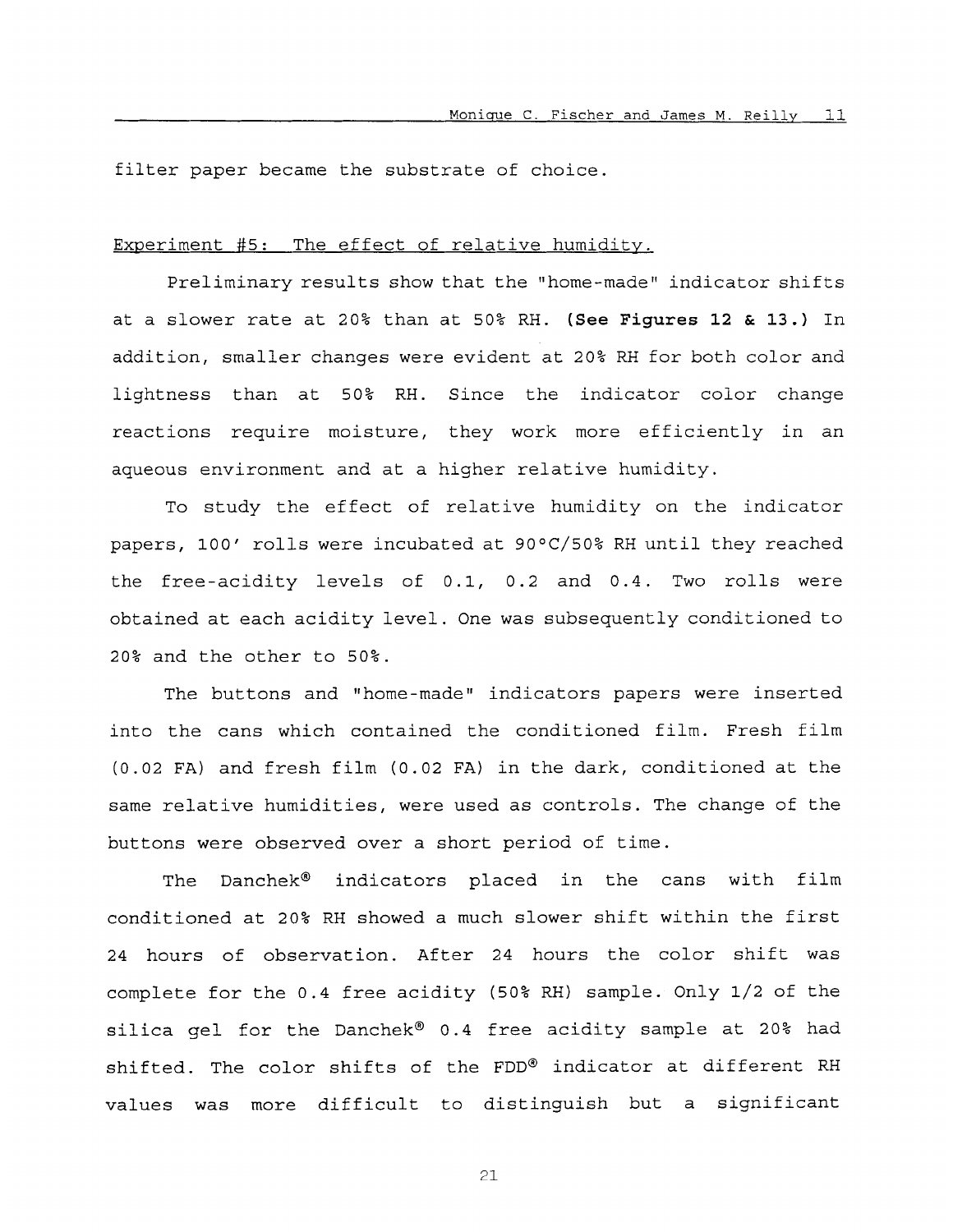filter paper became the substrate of choice.

Experiment #5: The effect of relative humidity.

Preliminary results show that the "home-made" indicator shifts at a slower rate at 20% than at 50% RH. **(See Figures 12 & 13.)** In addition, smaller changes were evident at 20% RH for both color and lightness than at 50% RH. Since the indicator color change reactions require moisture, they work more efficiently in an aqueous environment and at a higher relative humidity.

To study the effect of relative humidity on the indicator papers, 100' rolls were incubated at 90°C/50% RH until they reached the free-acidity levels of 0.1, 0.2 and 0.4. Two rolls were obtained at each acidity level. One was subsequently conditioned to 20% and the other to 50%.

The buttons and "home-made" indicators papers were inserted into the cans which contained the conditioned film. Fresh film (0.02 FA) and fresh film (0.02 FA) in the dark, conditioned at the same relative humidities, were used as controls. The change of the buttons were observed over a short period of time.

The Danchek® indicators placed in the cans with film conditioned at 20% RH showed a much slower shift within the first 24 hours of observation. After 24 hours the color shift was complete for the 0.4 free acidity (50% RH) sample. Only 1/2 of the silica gel for the Danchek® 0.4 free acidity sample at 20% had shifted. The color shifts of the FDD® indicator at different RH values was more difficult to distinguish but a significant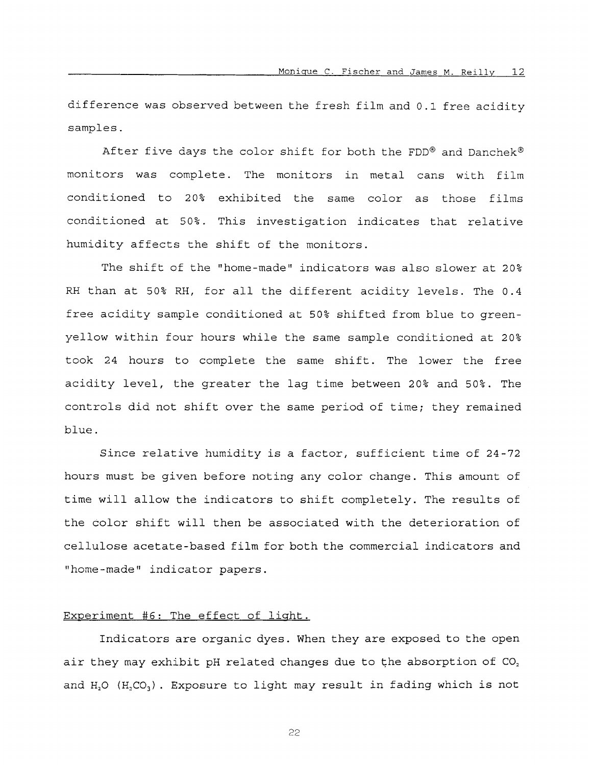difference was observed between the fresh film and 0.1 free acidity samples.

After five days the color shift for both the FDD® and Danchek® monitors was complete. The monitors in metal cans with film conditioned to 20% exhibited the same color as those films conditioned at 50%. This investigation indicates that relative humidity affects the shift of the monitors.

The shift of the "home-made" indicators was also slower at 20% RH than at 50% RH, for all the different acidity levels. The 0.4 free acidity sample conditioned at 50% shifted from blue to green-yellow within four hours while the same sample conditioned at 20% took 24 hours to complete the same shift. The lower the free acidity level, the greater the lag time between 20% and 50%. The controls did not shift over the same period of time; they remained blue.

Since relative humidity is a factor, sufficient time of 24-72 hours must be given before noting any color change. This amount of time will allow the indicators to shift completely. The results of the color shift will then be associated with the deterioration of cellulose acetate-based film for both the commercial indicators and "home-made" indicator papers.

Experiment #6: The effect of light.

Indicators are organic dyes. When they are exposed to the open air they may exhibit pH related changes due to the absorption of $CO_2$ and $H_2O$ ($H_2CO_3$). Exposure to light may result in fading which is not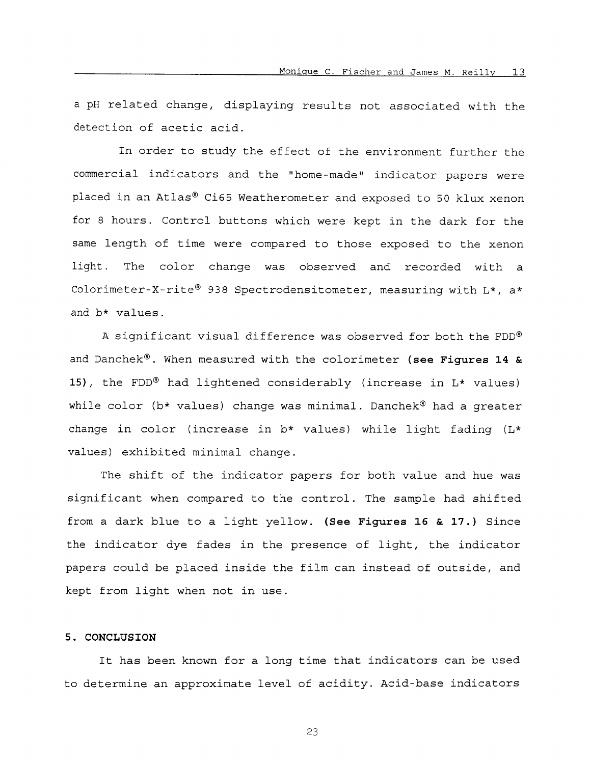a pH related change, displaying results not associated with the detection of acetic acid.

In order to study the effect of the environment further the commercial indicators and the "home-made" indicator papers were placed in an Atlas® Ci65 Weatherometer and exposed to 50 klux xenon for 8 hours. Control buttons which were kept in the dark for the same length of time were compared to those exposed to the xenon light. The color change was observed and recorded with a Colorimeter-X-rite® 938 Spectrodensitometer, measuring with L*, a* and b* values.

A significant visual difference was observed for both the FDD® and Danchek®. When measured with the colorimeter **(see Figures 14 & 15)**, the FDD® had lightened considerably (increase in L* values) while color (b* values) change was minimal. Danchek® had a greater change in color (increase in b* values) while light fading (L* values) exhibited minimal change.

The shift of the indicator papers for both value and hue was significant when compared to the control. The sample had shifted from a dark blue to a light yellow. **(See Figures 16 & 17.)** Since the indicator dye fades in the presence of light, the indicator papers could be placed inside the film can instead of outside, and kept from light when not in use.

## 5. CONCLUSION

It has been known for a long time that indicators can be used to determine an approximate level of acidity. Acid-base indicators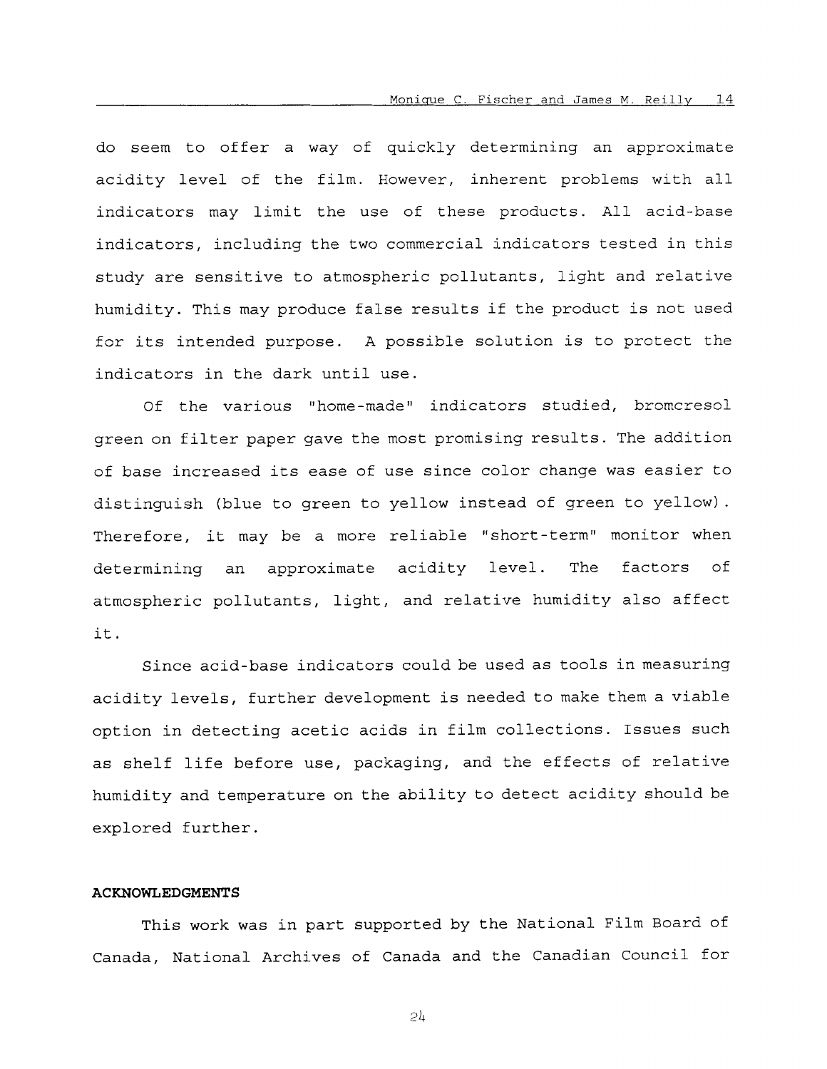do seem to offer a way of quickly determining an approximate acidity level of the film. However, inherent problems with all indicators may limit the use of these products. All acid-base indicators, including the two commercial indicators tested in this study are sensitive to atmospheric pollutants, light and relative humidity. This may produce false results if the product is not used for its intended purpose. A possible solution is to protect the indicators in the dark until use.

Of the various "home-made" indicators studied, bromcresol green on filter paper gave the most promising results. The addition of base increased its ease of use since color change was easier to distinguish (blue to green to yellow instead of green to yellow). Therefore, it may be a more reliable "short-term" monitor when determining an approximate acidity level. The factors of atmospheric pollutants, light, and relative humidity also affect it.

Since acid-base indicators could be used as tools in measuring acidity levels, further development is needed to make them a viable option in detecting acetic acids in film collections. Issues such as shelf life before use, packaging, and the effects of relative humidity and temperature on the ability to detect acidity should be explored further.

**ACKNOWLEDGMENTS**

This work was in part supported by the National Film Board of Canada, National Archives of Canada and the Canadian Council for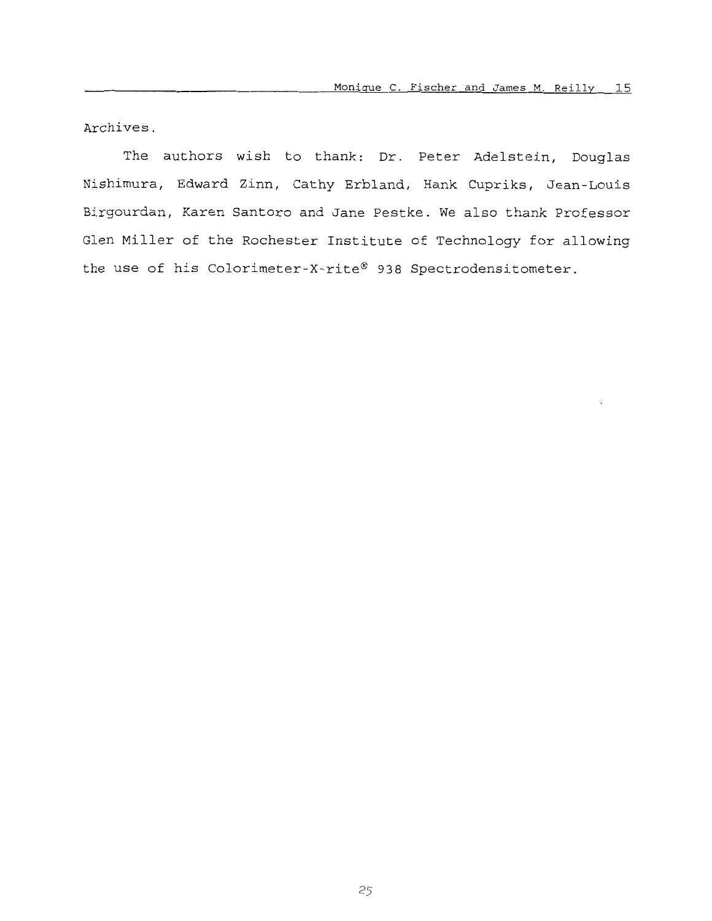Archives.

The authors wish to thank: Dr. Peter Adelstein, Douglas Nishimura, Edward Zinn, Cathy Erbland, Hank Cupriks, Jean-Louis Birgourdan, Karen Santoro and Jane Pestke. We also thank Professor Glen Miller of the Rochester Institute of Technology for allowing the use of his Colorimeter-X-rite® 938 Spectrodensitometer.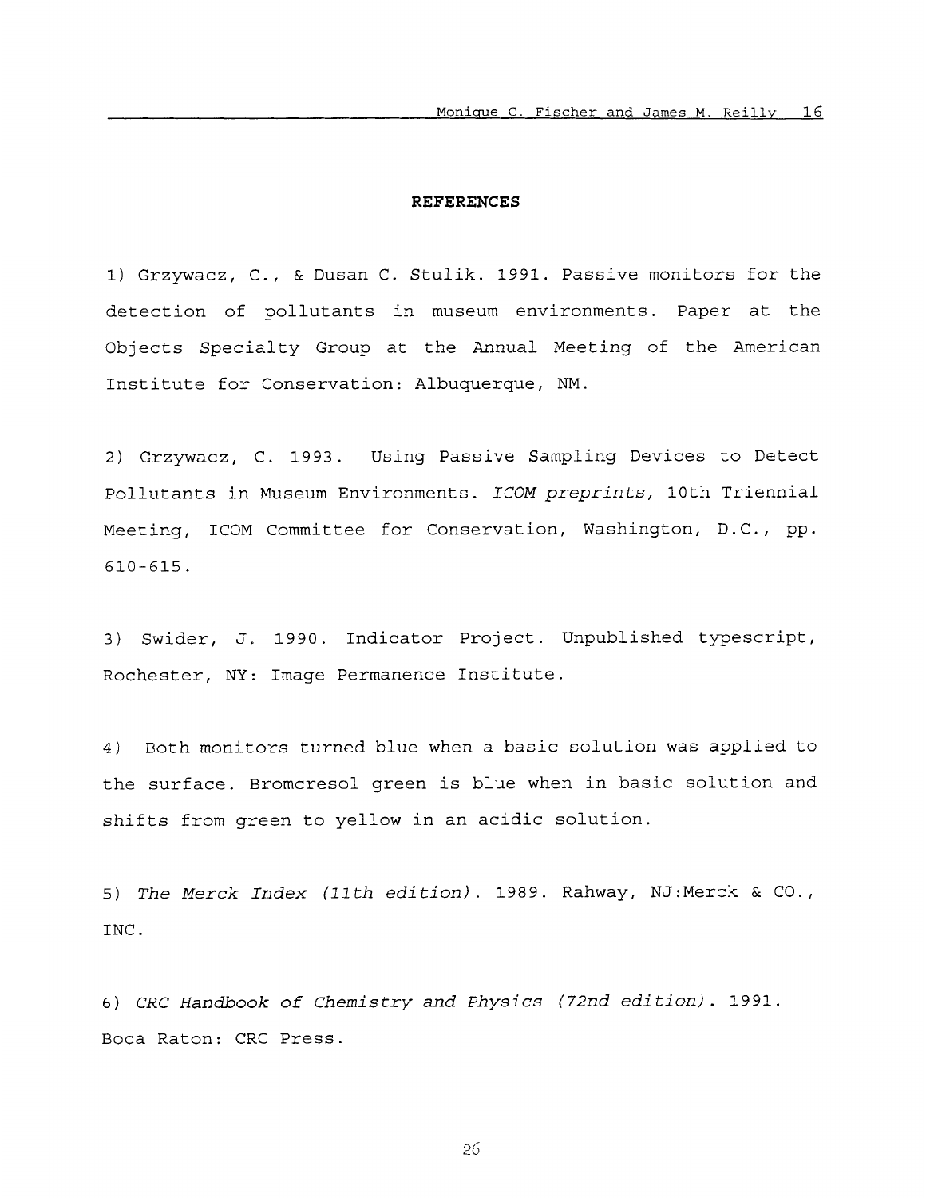## REFERENCES

1) Grzywacz, C., & Dusan C. Stulik. 1991. Passive monitors for the detection of pollutants in museum environments. Paper at the Objects Specialty Group at the Annual Meeting of the American Institute for Conservation: Albuquerque, NM.

2) Grzywacz, C. 1993. Using Passive Sampling Devices to Detect Pollutants in Museum Environments. *ICOM preprints,* 10th Triennial Meeting, ICOM Committee for Conservation, Washington, D.C., pp. 610-615.

3) Swider, J. 1990. Indicator Project. Unpublished typescript, Rochester, NY: Image Permanence Institute.

4) Both monitors turned blue when a basic solution was applied to the surface. Bromcresol green is blue when in basic solution and shifts from green to yellow in an acidic solution.

5) *The Merck Index (11th edition)*. 1989. Rahway, NJ:Merck & CO., INC.

6) *CRC Handbook of Chemistry and Physics (72nd edition)*. 1991. Boca Raton: CRC Press.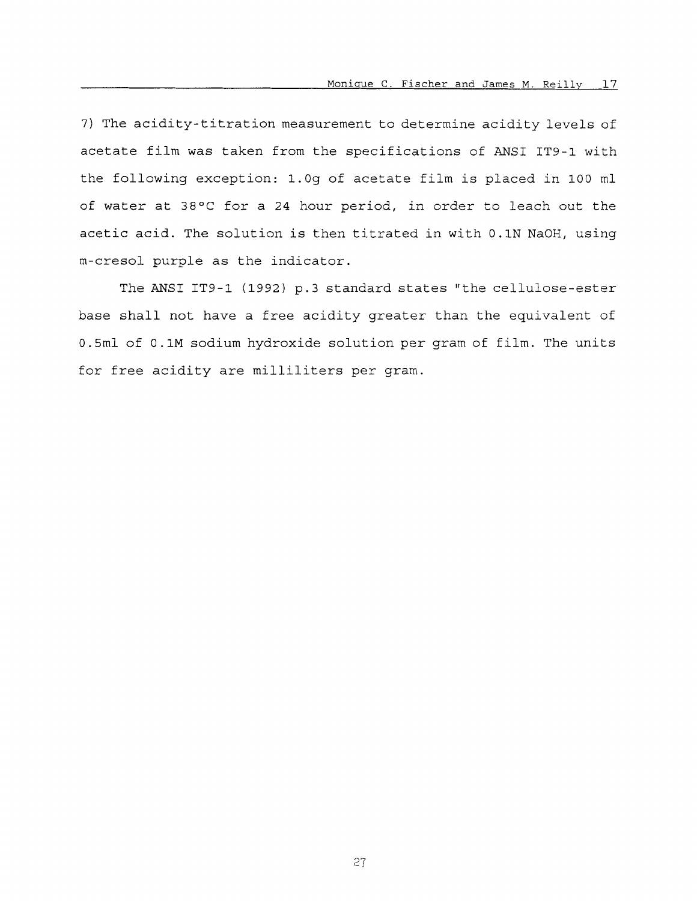7) The acidity-titration measurement to determine acidity levels of acetate film was taken from the specifications of ANSI IT9-1 with the following exception: 1.0g of acetate film is placed in 100 ml of water at 38°C for a 24 hour period, in order to leach out the acetic acid. The solution is then titrated in with 0.1N NaOH, using m-cresol purple as the indicator.

The ANSI IT9-1 (1992) p.3 standard states "the cellulose-ester base shall not have a free acidity greater than the equivalent of 0.5ml of 0.1M sodium hydroxide solution per gram of film. The units for free acidity are milliliters per gram.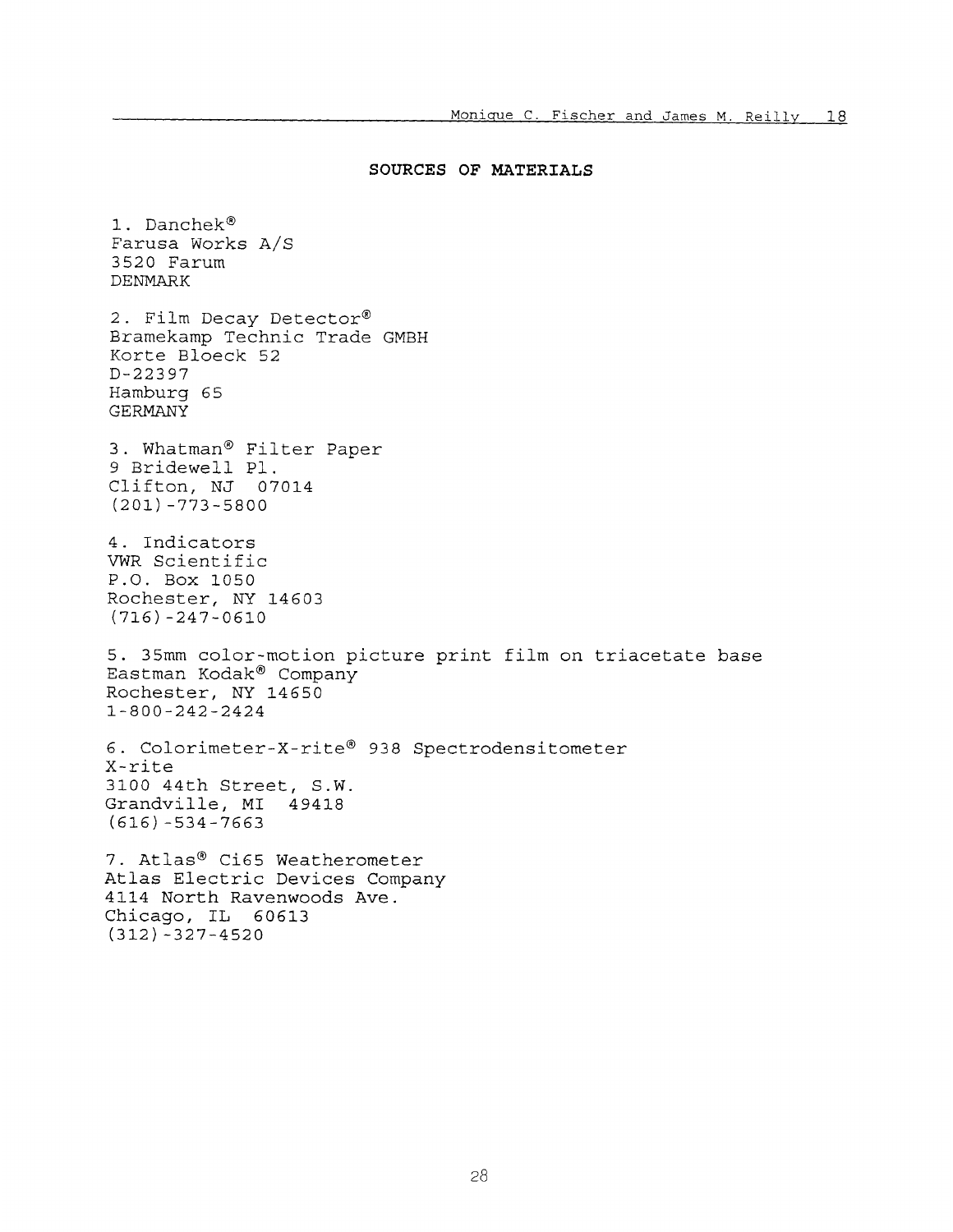## SOURCES OF MATERIALS

1. Danchek®
Farusa Works A/S
3520 Farum
DENMARK

2. Film Decay Detector®
Bramekamp Technic Trade GMBH
Korte Bloeck 52
D-22397
Hamburg 65
GERMANY

3. Whatman® Filter Paper
9 Bridewell Pl.
Clifton, NJ 07014
(201)-773-5800

4. Indicators
VWR Scientific
P.O. Box 1050
Rochester, NY 14603
(716)-247-0610

5. 35mm color-motion picture print film on triacetate base
Eastman Kodak® Company
Rochester, NY 14650
1-800-242-2424

6. Colorimeter-X-rite® 938 Spectrodensitometer
X-rite
3100 44th Street, S.W.
Grandville, MI 49418
(616)-534-7663

7. Atlas® Ci65 Weatherometer
Atlas Electric Devices Company
4114 North Ravenwoods Ave.
Chicago, IL 60613
(312)-327-4520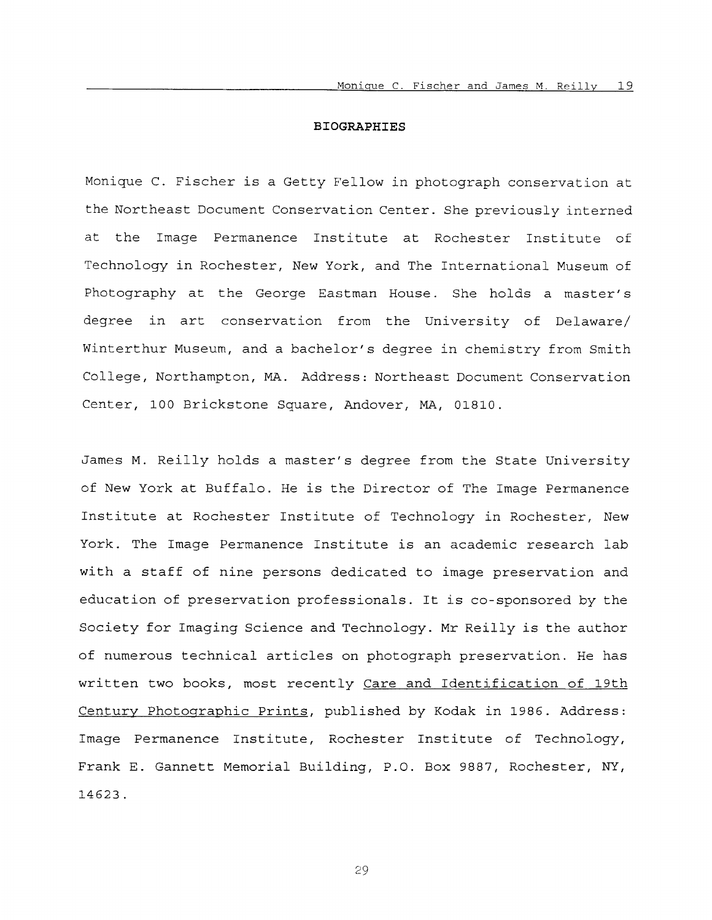## BIOGRAPHIES

Monique C. Fischer is a Getty Fellow in photograph conservation at the Northeast Document Conservation Center. She previously interned at the Image Permanence Institute at Rochester Institute of Technology in Rochester, New York, and The International Museum of Photography at the George Eastman House. She holds a master's degree in art conservation from the University of Delaware/ Winterthur Museum, and a bachelor's degree in chemistry from Smith College, Northampton, MA. Address: Northeast Document Conservation Center, 100 Brickstone Square, Andover, MA, 01810.

James M. Reilly holds a master's degree from the State University of New York at Buffalo. He is the Director of The Image Permanence Institute at Rochester Institute of Technology in Rochester, New York. The Image Permanence Institute is an academic research lab with a staff of nine persons dedicated to image preservation and education of preservation professionals. It is co-sponsored by the Society for Imaging Science and Technology. Mr Reilly is the author of numerous technical articles on photograph preservation. He has written two books, most recently <u>Care and Identification of 19th Century Photographic Prints</u>, published by Kodak in 1986. Address: Image Permanence Institute, Rochester Institute of Technology, Frank E. Gannett Memorial Building, P.O. Box 9887, Rochester, NY, 14623.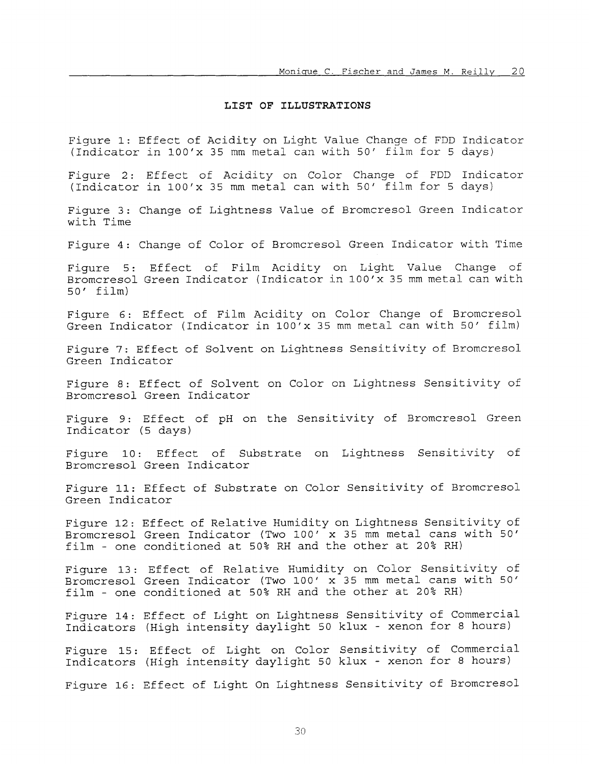## LIST OF ILLUSTRATIONS

Figure 1: Effect of Acidity on Light Value Change of FDD Indicator (Indicator in 100'x 35 mm metal can with 50' film for 5 days)

Figure 2: Effect of Acidity on Color Change of FDD Indicator (Indicator in 100'x 35 mm metal can with 50' film for 5 days)

Figure 3: Change of Lightness Value of Bromcresol Green Indicator with Time

Figure 4: Change of Color of Bromcresol Green Indicator with Time

Figure 5: Effect of Film Acidity on Light Value Change of Bromcresol Green Indicator (Indicator in 100'x 35 mm metal can with 50' film)

Figure 6: Effect of Film Acidity on Color Change of Bromcresol Green Indicator (Indicator in 100'x 35 mm metal can with 50' film)

Figure 7: Effect of Solvent on Lightness Sensitivity of Bromcresol Green Indicator

Figure 8: Effect of Solvent on Color on Lightness Sensitivity of Bromcresol Green Indicator

Figure 9: Effect of pH on the Sensitivity of Bromcresol Green Indicator (5 days)

Figure 10: Effect of Substrate on Lightness Sensitivity of Bromcresol Green Indicator

Figure 11: Effect of Substrate on Color Sensitivity of Bromcresol Green Indicator

Figure 12: Effect of Relative Humidity on Lightness Sensitivity of Bromcresol Green Indicator (Two 100' x 35 mm metal cans with 50' film - one conditioned at 50% RH and the other at 20% RH)

Figure 13: Effect of Relative Humidity on Color Sensitivity of Bromcresol Green Indicator (Two 100' x 35 mm metal cans with 50' film - one conditioned at 50% RH and the other at 20% RH)

Figure 14: Effect of Light on Lightness Sensitivity of Commercial Indicators (High intensity daylight 50 klux - xenon for 8 hours)

Figure 15: Effect of Light on Color Sensitivity of Commercial Indicators (High intensity daylight 50 klux - xenon for 8 hours)

Figure 16: Effect of Light On Lightness Sensitivity of Bromcresol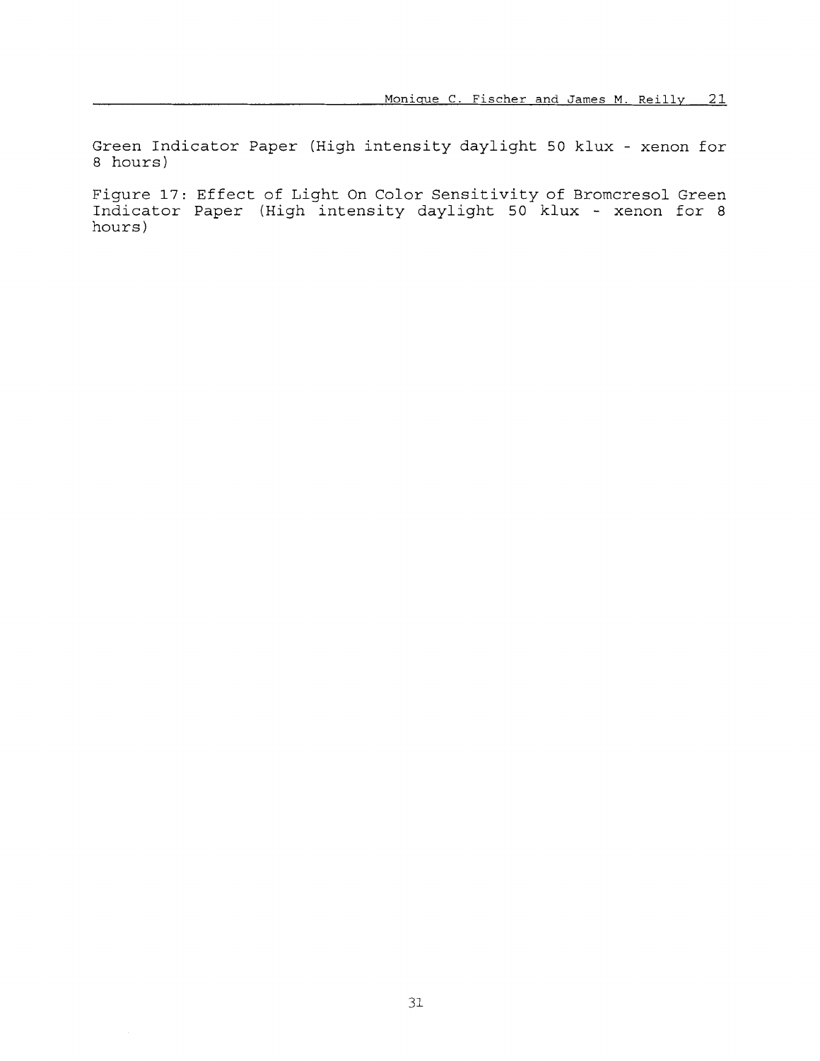Green Indicator Paper (High intensity daylight 50 klux - xenon for 8 hours)

Figure 17: Effect of Light On Color Sensitivity of Bromcresol Green Indicator Paper (High intensity daylight 50 klux - xenon for 8 hours)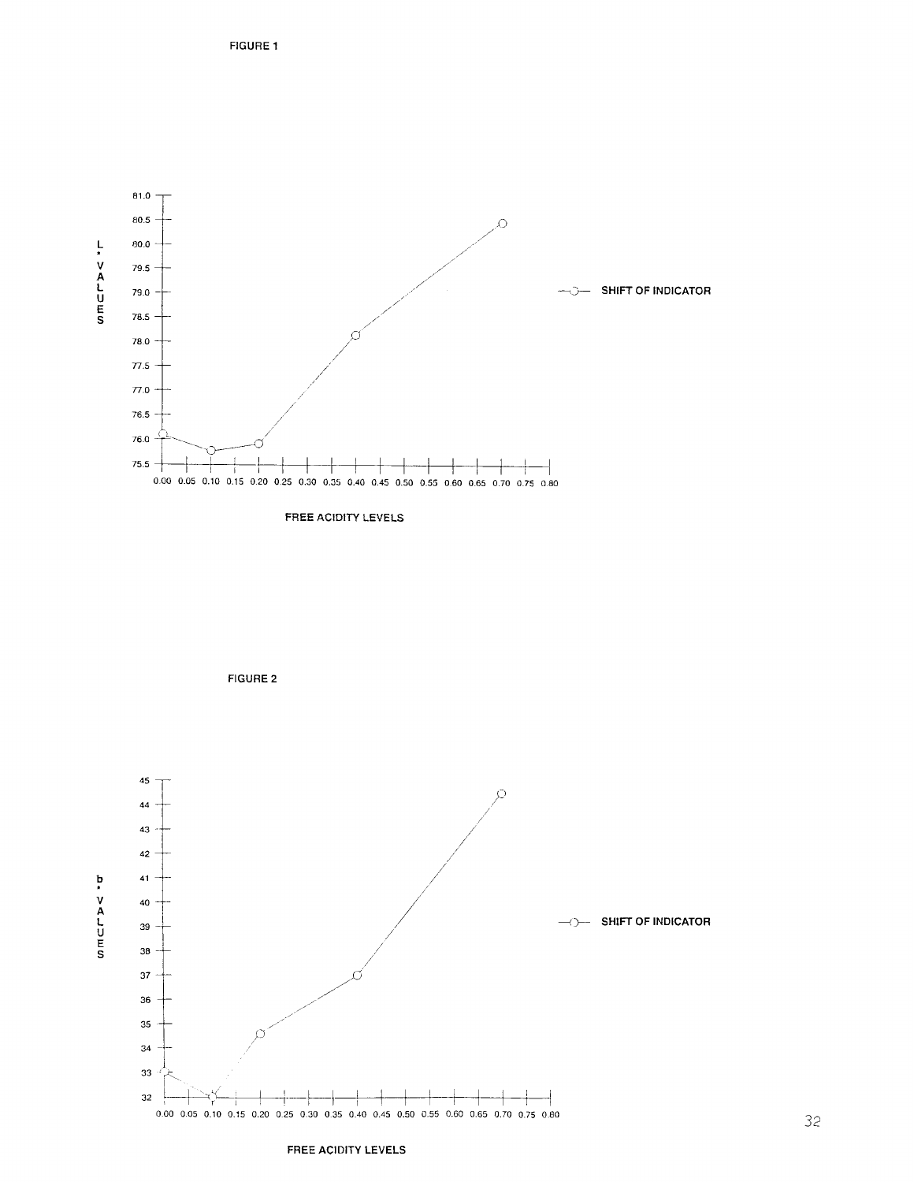FIGURE 1

FIGURE 2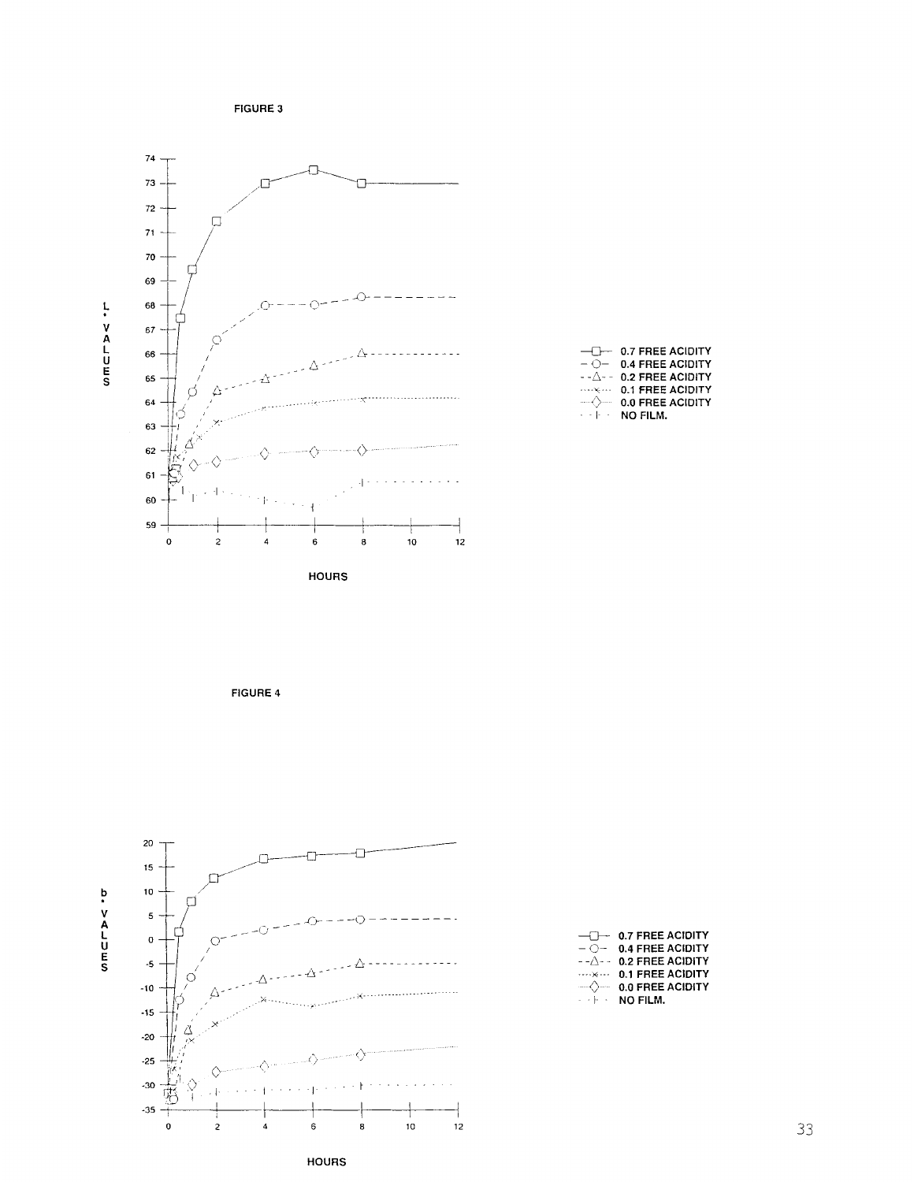FIGURE 3

FIGURE 4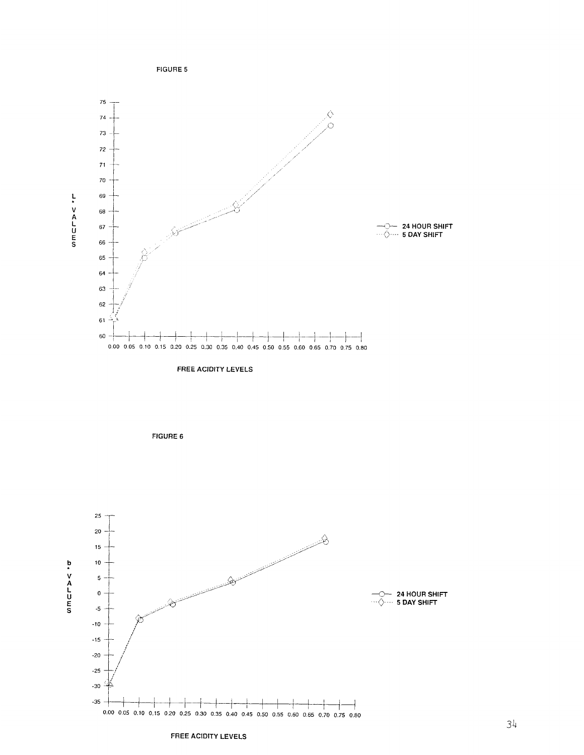FIGURE 5

FIGURE 6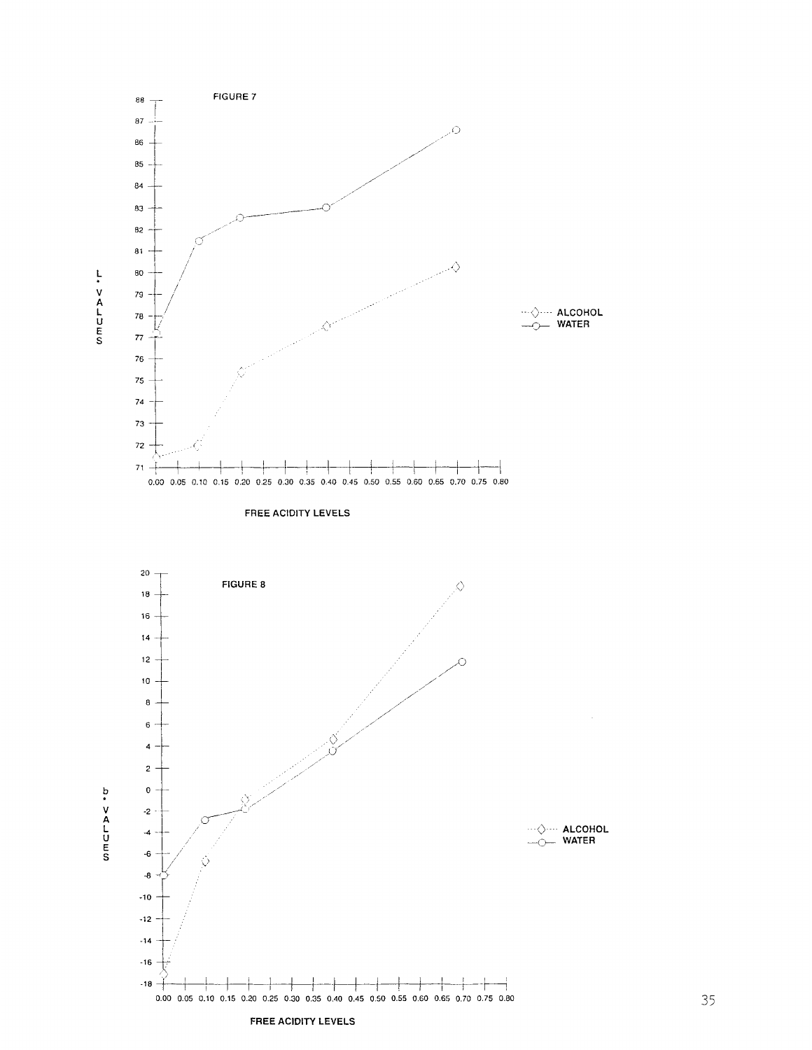FIGURE 7

L* VALUES

FREE ACIDITY LEVELS

ALCOHOL
WATER

FIGURE 8

b* VALUES

FREE ACIDITY LEVELS

ALCOHOL
WATER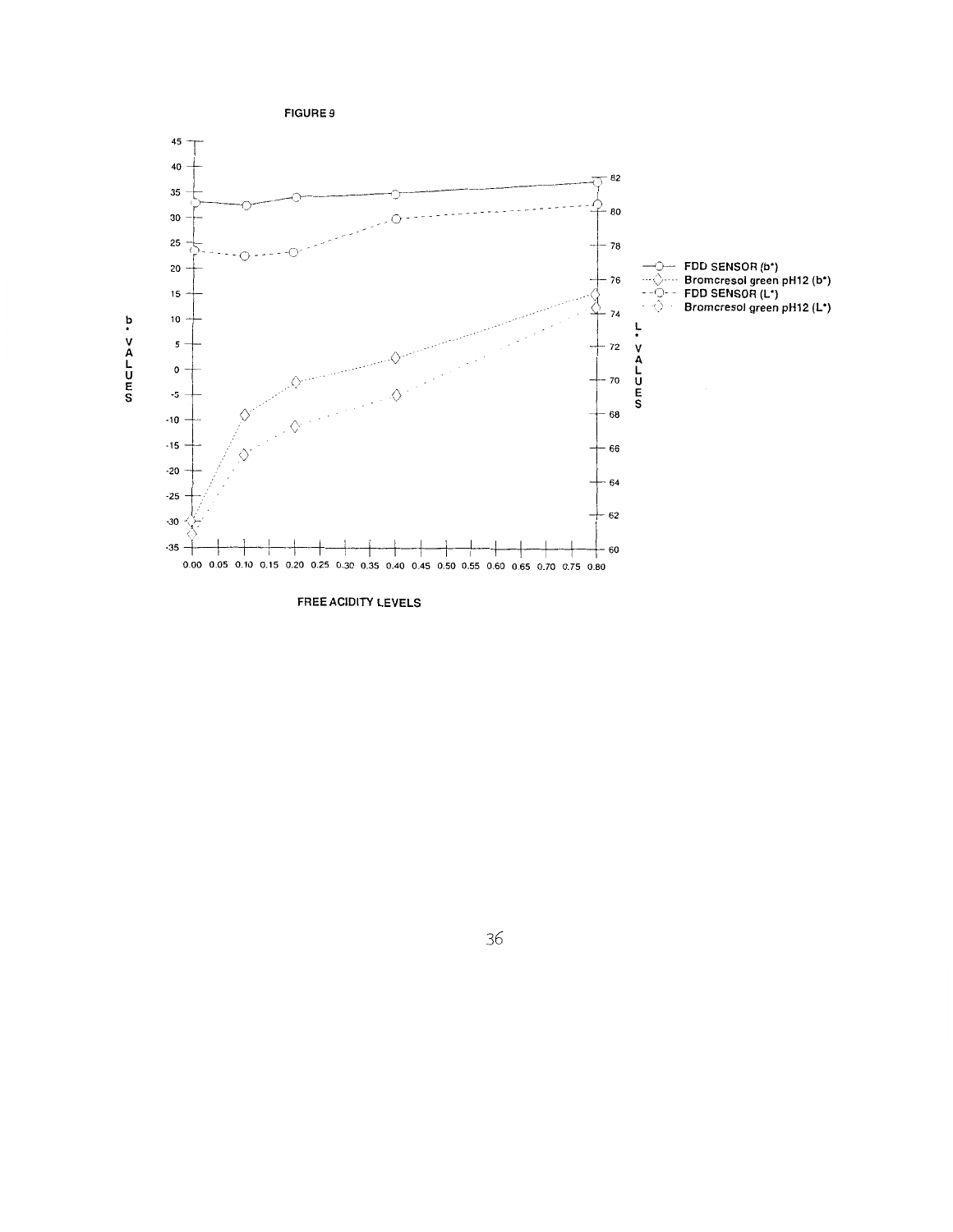FIGURE 9

b* VALUES

L* VALUES

FREE ACIDITY LEVELS

- FDD SENSOR (b*)
- Bromcresol green pH12 (b*)
- FDD SENSOR (L*)
- Bromcresol green pH12 (L*)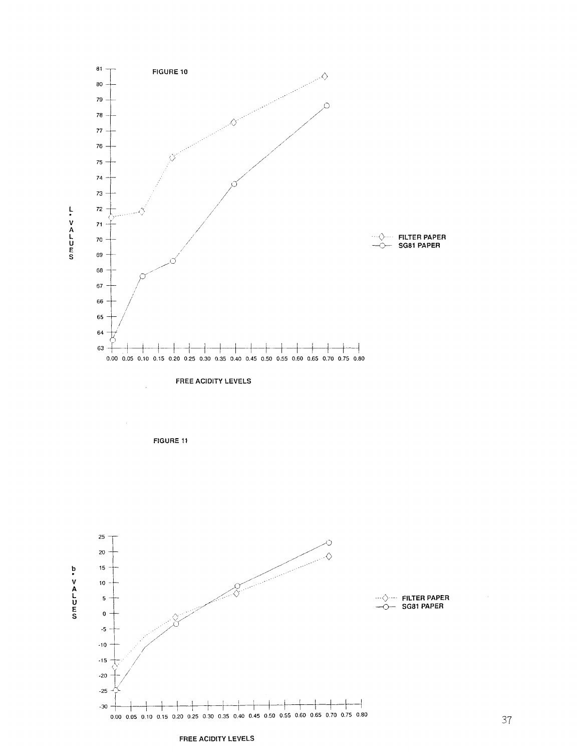FIGURE 10

FIGURE 11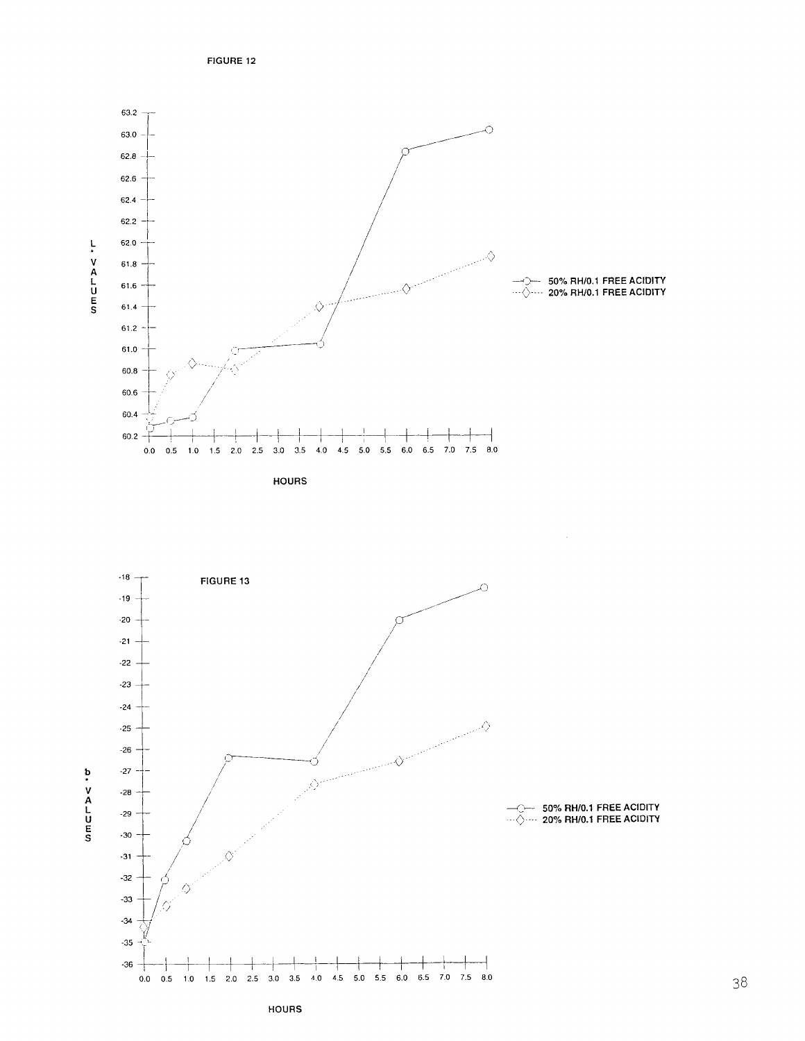FIGURE 12

| HOURS | 50% RH/0.1 FREE ACIDITY (L* VALUES) | 20% RH/0.1 FREE ACIDITY (L* VALUES) |
|---|---|---|
| 0.0 | 60.28 | 60.37 |
| 0.5 | 60.33 | 60.75 |
| 1.0 | 60.37 | 60.87 |
| 2.0 | 60.98 | 60.80 |
| 4.0 | 61.05 | 61.40 |
| 6.0 | 62.84 | 61.57 |
| 8.0 | 63.04 | 61.87 |

FIGURE 13

| HOURS | 50% RH/0.1 FREE ACIDITY (b* VALUES) | 20% RH/0.1 FREE ACIDITY (b* VALUES) |
|---|---|---|
| 0.0 | -34.8 | -34.0 |
| 0.5 | -32.1 | -33.4 |
| 1.0 | -30.3 | -32.5 |
| 2.0 | -26.4 | -31.0 |
| 4.0 | -26.6 | -27.7 |
| 6.0 | -20.0 | -26.6 |
| 8.0 | -18.5 | -24.9 |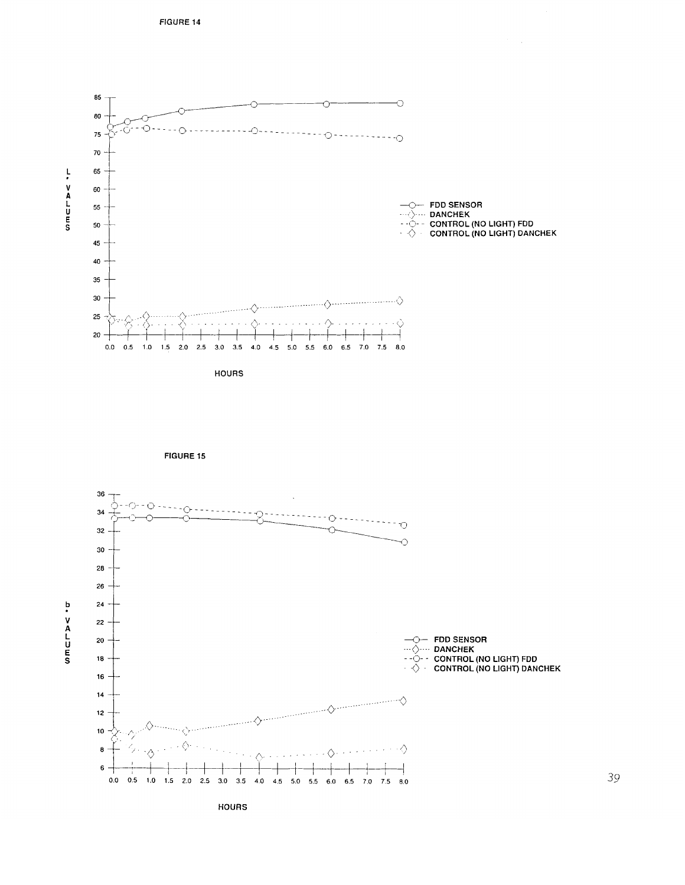FIGURE 14

L* VALUES

HOURS

—○— FDD SENSOR
···◇··· DANCHEK
- -○- - CONTROL (NO LIGHT) FDD
· ◇ · CONTROL (NO LIGHT) DANCHEK

FIGURE 15

b* VALUES

HOURS

—○— FDD SENSOR
···◇··· DANCHEK
- -○- - CONTROL (NO LIGHT) FDD
· ◇ · CONTROL (NO LIGHT) DANCHEK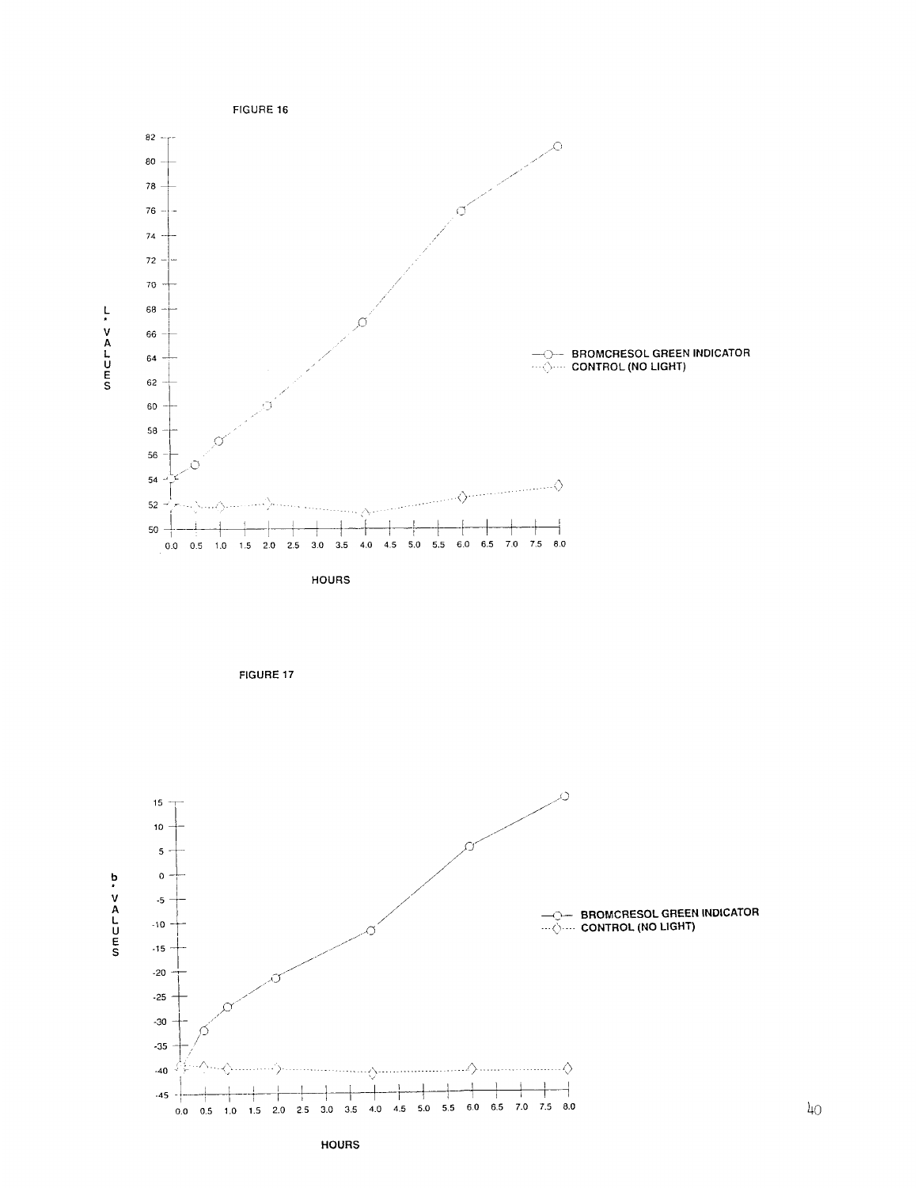FIGURE 16

82
80
78
76
74
72
70
68
66
64
62
60
58
56
54
52
50

L* VALUES

0.0 0.5 1.0 1.5 2.0 2.5 3.0 3.5 4.0 4.5 5.0 5.5 6.0 6.5 7.0 7.5 8.0

HOURS

BROMCRESOL GREEN INDICATOR
CONTROL (NO LIGHT)

FIGURE 17

15
10
5
0
-5
-10
-15
-20
-25
-30
-35
-40
-45

b* VALUES

0.0 0.5 1.0 1.5 2.0 2.5 3.0 3.5 4.0 4.5 5.0 5.5 6.0 6.5 7.0 7.5 8.0

HOURS

BROMCRESOL GREEN INDICATOR
CONTROL (NO LIGHT)